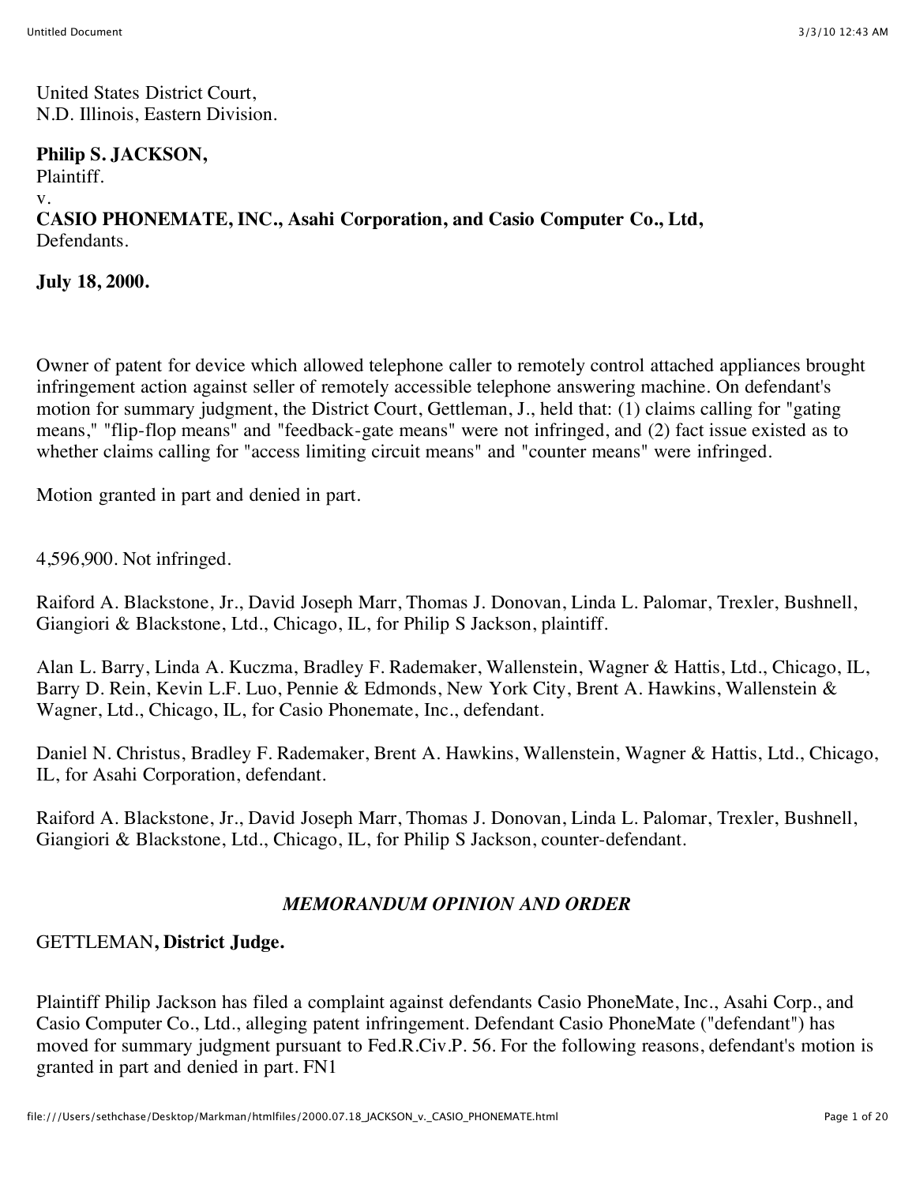United States District Court,
N.D. Illinois, Eastern Division.

**Philip S. JACKSON,**
Plaintiff.
v.
**CASIO PHONEMATE, INC., Asahi Corporation, and Casio Computer Co., Ltd,**
Defendants.

**July 18, 2000.**

Owner of patent for device which allowed telephone caller to remotely control attached appliances brought infringement action against seller of remotely accessible telephone answering machine. On defendant's motion for summary judgment, the District Court, Gettleman, J., held that: (1) claims calling for "gating means," "flip-flop means" and "feedback-gate means" were not infringed, and (2) fact issue existed as to whether claims calling for "access limiting circuit means" and "counter means" were infringed.

Motion granted in part and denied in part.

4,596,900. Not infringed.

Raiford A. Blackstone, Jr., David Joseph Marr, Thomas J. Donovan, Linda L. Palomar, Trexler, Bushnell, Giangiori & Blackstone, Ltd., Chicago, IL, for Philip S Jackson, plaintiff.

Alan L. Barry, Linda A. Kuczma, Bradley F. Rademaker, Wallenstein, Wagner & Hattis, Ltd., Chicago, IL, Barry D. Rein, Kevin L.F. Luo, Pennie & Edmonds, New York City, Brent A. Hawkins, Wallenstein & Wagner, Ltd., Chicago, IL, for Casio Phonemate, Inc., defendant.

Daniel N. Christus, Bradley F. Rademaker, Brent A. Hawkins, Wallenstein, Wagner & Hattis, Ltd., Chicago, IL, for Asahi Corporation, defendant.

Raiford A. Blackstone, Jr., David Joseph Marr, Thomas J. Donovan, Linda L. Palomar, Trexler, Bushnell, Giangiori & Blackstone, Ltd., Chicago, IL, for Philip S Jackson, counter-defendant.

## *MEMORANDUM OPINION AND ORDER*

GETTLEMAN**, District Judge.**

Plaintiff Philip Jackson has filed a complaint against defendants Casio PhoneMate, Inc., Asahi Corp., and Casio Computer Co., Ltd., alleging patent infringement. Defendant Casio PhoneMate ("defendant") has moved for summary judgment pursuant to Fed.R.Civ.P. 56. For the following reasons, defendant's motion is granted in part and denied in part. FN1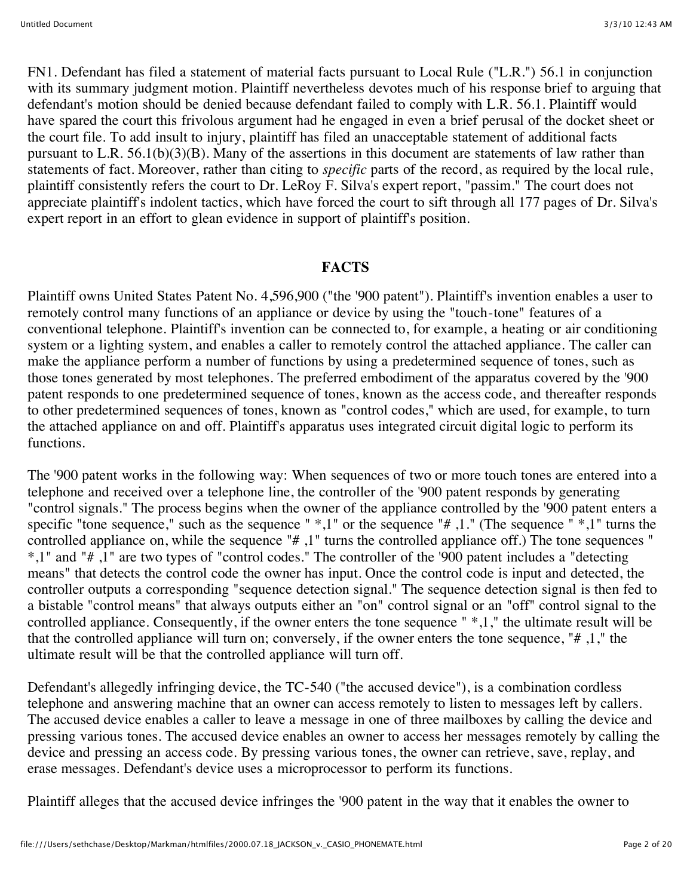FN1. Defendant has filed a statement of material facts pursuant to Local Rule ("L.R.") 56.1 in conjunction with its summary judgment motion. Plaintiff nevertheless devotes much of his response brief to arguing that defendant's motion should be denied because defendant failed to comply with L.R. 56.1. Plaintiff would have spared the court this frivolous argument had he engaged in even a brief perusal of the docket sheet or the court file. To add insult to injury, plaintiff has filed an unacceptable statement of additional facts pursuant to L.R. 56.1(b)(3)(B). Many of the assertions in this document are statements of law rather than statements of fact. Moreover, rather than citing to *specific* parts of the record, as required by the local rule, plaintiff consistently refers the court to Dr. LeRoy F. Silva's expert report, "passim." The court does not appreciate plaintiff's indolent tactics, which have forced the court to sift through all 177 pages of Dr. Silva's expert report in an effort to glean evidence in support of plaintiff's position.

## FACTS

Plaintiff owns United States Patent No. 4,596,900 ("the '900 patent"). Plaintiff's invention enables a user to remotely control many functions of an appliance or device by using the "touch-tone" features of a conventional telephone. Plaintiff's invention can be connected to, for example, a heating or air conditioning system or a lighting system, and enables a caller to remotely control the attached appliance. The caller can make the appliance perform a number of functions by using a predetermined sequence of tones, such as those tones generated by most telephones. The preferred embodiment of the apparatus covered by the '900 patent responds to one predetermined sequence of tones, known as the access code, and thereafter responds to other predetermined sequences of tones, known as "control codes," which are used, for example, to turn the attached appliance on and off. Plaintiff's apparatus uses integrated circuit digital logic to perform its functions.

The '900 patent works in the following way: When sequences of two or more touch tones are entered into a telephone and received over a telephone line, the controller of the '900 patent responds by generating "control signals." The process begins when the owner of the appliance controlled by the '900 patent enters a specific "tone sequence," such as the sequence " *,1" or the sequence "# ,1." (The sequence " *,1" turns the controlled appliance on, while the sequence "# ,1" turns the controlled appliance off.) The tone sequences " *,1" and "# ,1" are two types of "control codes." The controller of the '900 patent includes a "detecting means" that detects the control code the owner has input. Once the control code is input and detected, the controller outputs a corresponding "sequence detection signal." The sequence detection signal is then fed to a bistable "control means" that always outputs either an "on" control signal or an "off" control signal to the controlled appliance. Consequently, if the owner enters the tone sequence " *,1," the ultimate result will be that the controlled appliance will turn on; conversely, if the owner enters the tone sequence, "# ,1," the ultimate result will be that the controlled appliance will turn off.

Defendant's allegedly infringing device, the TC-540 ("the accused device"), is a combination cordless telephone and answering machine that an owner can access remotely to listen to messages left by callers. The accused device enables a caller to leave a message in one of three mailboxes by calling the device and pressing various tones. The accused device enables an owner to access her messages remotely by calling the device and pressing an access code. By pressing various tones, the owner can retrieve, save, replay, and erase messages. Defendant's device uses a microprocessor to perform its functions.

Plaintiff alleges that the accused device infringes the '900 patent in the way that it enables the owner to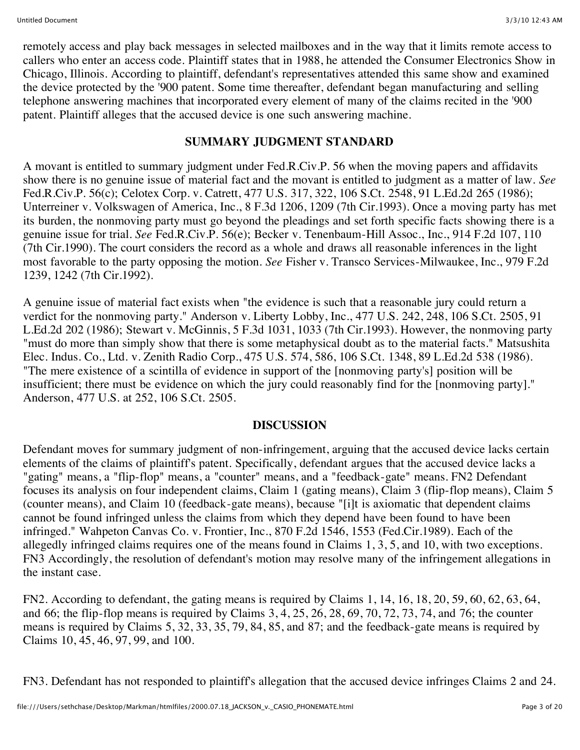remotely access and play back messages in selected mailboxes and in the way that it limits remote access to callers who enter an access code. Plaintiff states that in 1988, he attended the Consumer Electronics Show in Chicago, Illinois. According to plaintiff, defendant's representatives attended this same show and examined the device protected by the '900 patent. Some time thereafter, defendant began manufacturing and selling telephone answering machines that incorporated every element of many of the claims recited in the '900 patent. Plaintiff alleges that the accused device is one such answering machine.

## SUMMARY JUDGMENT STANDARD

A movant is entitled to summary judgment under Fed.R.Civ.P. 56 when the moving papers and affidavits show there is no genuine issue of material fact and the movant is entitled to judgment as a matter of law. *See* Fed.R.Civ.P. 56(c); Celotex Corp. v. Catrett, 477 U.S. 317, 322, 106 S.Ct. 2548, 91 L.Ed.2d 265 (1986); Unterreiner v. Volkswagen of America, Inc., 8 F.3d 1206, 1209 (7th Cir.1993). Once a moving party has met its burden, the nonmoving party must go beyond the pleadings and set forth specific facts showing there is a genuine issue for trial. *See* Fed.R.Civ.P. 56(e); Becker v. Tenenbaum-Hill Assoc., Inc., 914 F.2d 107, 110 (7th Cir.1990). The court considers the record as a whole and draws all reasonable inferences in the light most favorable to the party opposing the motion. *See* Fisher v. Transco Services-Milwaukee, Inc., 979 F.2d 1239, 1242 (7th Cir.1992).

A genuine issue of material fact exists when "the evidence is such that a reasonable jury could return a verdict for the nonmoving party." Anderson v. Liberty Lobby, Inc., 477 U.S. 242, 248, 106 S.Ct. 2505, 91 L.Ed.2d 202 (1986); Stewart v. McGinnis, 5 F.3d 1031, 1033 (7th Cir.1993). However, the nonmoving party "must do more than simply show that there is some metaphysical doubt as to the material facts." Matsushita Elec. Indus. Co., Ltd. v. Zenith Radio Corp., 475 U.S. 574, 586, 106 S.Ct. 1348, 89 L.Ed.2d 538 (1986). "The mere existence of a scintilla of evidence in support of the [nonmoving party's] position will be insufficient; there must be evidence on which the jury could reasonably find for the [nonmoving party]." Anderson, 477 U.S. at 252, 106 S.Ct. 2505.

## DISCUSSION

Defendant moves for summary judgment of non-infringement, arguing that the accused device lacks certain elements of the claims of plaintiff's patent. Specifically, defendant argues that the accused device lacks a "gating" means, a "flip-flop" means, a "counter" means, and a "feedback-gate" means. FN2 Defendant focuses its analysis on four independent claims, Claim 1 (gating means), Claim 3 (flip-flop means), Claim 5 (counter means), and Claim 10 (feedback-gate means), because "[i]t is axiomatic that dependent claims cannot be found infringed unless the claims from which they depend have been found to have been infringed." Wahpeton Canvas Co. v. Frontier, Inc., 870 F.2d 1546, 1553 (Fed.Cir.1989). Each of the allegedly infringed claims requires one of the means found in Claims 1, 3, 5, and 10, with two exceptions. FN3 Accordingly, the resolution of defendant's motion may resolve many of the infringement allegations in the instant case.

FN2. According to defendant, the gating means is required by Claims 1, 14, 16, 18, 20, 59, 60, 62, 63, 64, and 66; the flip-flop means is required by Claims 3, 4, 25, 26, 28, 69, 70, 72, 73, 74, and 76; the counter means is required by Claims 5, 32, 33, 35, 79, 84, 85, and 87; and the feedback-gate means is required by Claims 10, 45, 46, 97, 99, and 100.

FN3. Defendant has not responded to plaintiff's allegation that the accused device infringes Claims 2 and 24.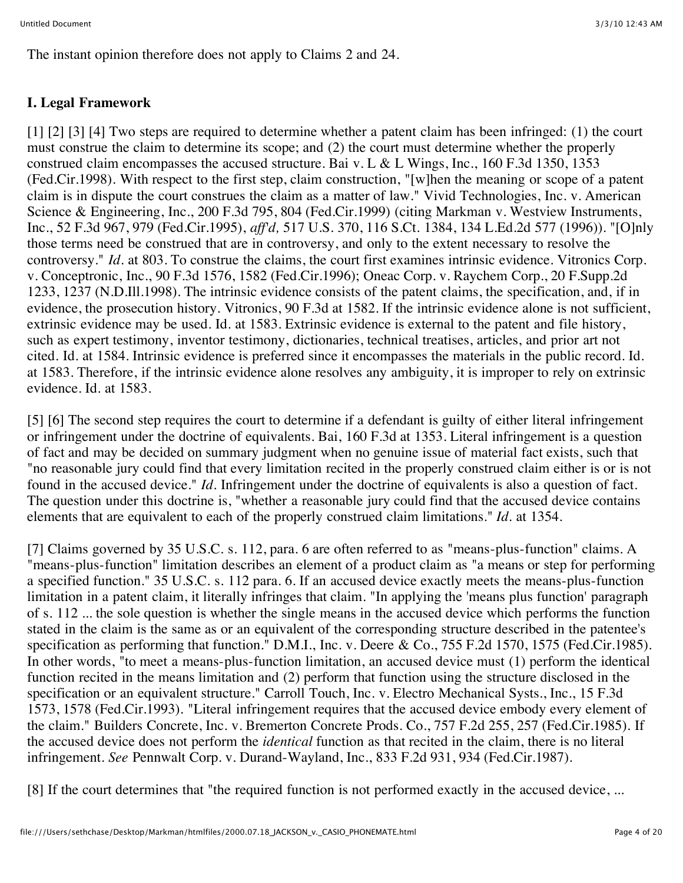The instant opinion therefore does not apply to Claims 2 and 24.

## I. Legal Framework

[1] [2] [3] [4] Two steps are required to determine whether a patent claim has been infringed: (1) the court must construe the claim to determine its scope; and (2) the court must determine whether the properly construed claim encompasses the accused structure. Bai v. L & L Wings, Inc., 160 F.3d 1350, 1353 (Fed.Cir.1998). With respect to the first step, claim construction, "[w]hen the meaning or scope of a patent claim is in dispute the court construes the claim as a matter of law." Vivid Technologies, Inc. v. American Science & Engineering, Inc., 200 F.3d 795, 804 (Fed.Cir.1999) (citing Markman v. Westview Instruments, Inc., 52 F.3d 967, 979 (Fed.Cir.1995), *aff'd,* 517 U.S. 370, 116 S.Ct. 1384, 134 L.Ed.2d 577 (1996)). "[O]nly those terms need be construed that are in controversy, and only to the extent necessary to resolve the controversy." *Id.* at 803. To construe the claims, the court first examines intrinsic evidence. Vitronics Corp. v. Conceptronic, Inc., 90 F.3d 1576, 1582 (Fed.Cir.1996); Oneac Corp. v. Raychem Corp., 20 F.Supp.2d 1233, 1237 (N.D.Ill.1998). The intrinsic evidence consists of the patent claims, the specification, and, if in evidence, the prosecution history. Vitronics, 90 F.3d at 1582. If the intrinsic evidence alone is not sufficient, extrinsic evidence may be used. Id. at 1583. Extrinsic evidence is external to the patent and file history, such as expert testimony, inventor testimony, dictionaries, technical treatises, articles, and prior art not cited. Id. at 1584. Intrinsic evidence is preferred since it encompasses the materials in the public record. Id. at 1583. Therefore, if the intrinsic evidence alone resolves any ambiguity, it is improper to rely on extrinsic evidence. Id. at 1583.

[5] [6] The second step requires the court to determine if a defendant is guilty of either literal infringement or infringement under the doctrine of equivalents. Bai, 160 F.3d at 1353. Literal infringement is a question of fact and may be decided on summary judgment when no genuine issue of material fact exists, such that "no reasonable jury could find that every limitation recited in the properly construed claim either is or is not found in the accused device." *Id.* Infringement under the doctrine of equivalents is also a question of fact. The question under this doctrine is, "whether a reasonable jury could find that the accused device contains elements that are equivalent to each of the properly construed claim limitations." *Id.* at 1354.

[7] Claims governed by 35 U.S.C. s. 112, para. 6 are often referred to as "means-plus-function" claims. A "means-plus-function" limitation describes an element of a product claim as "a means or step for performing a specified function." 35 U.S.C. s. 112 para. 6. If an accused device exactly meets the means-plus-function limitation in a patent claim, it literally infringes that claim. "In applying the 'means plus function' paragraph of s. 112 ... the sole question is whether the single means in the accused device which performs the function stated in the claim is the same as or an equivalent of the corresponding structure described in the patentee's specification as performing that function." D.M.I., Inc. v. Deere & Co., 755 F.2d 1570, 1575 (Fed.Cir.1985). In other words, "to meet a means-plus-function limitation, an accused device must (1) perform the identical function recited in the means limitation and (2) perform that function using the structure disclosed in the specification or an equivalent structure." Carroll Touch, Inc. v. Electro Mechanical Systs., Inc., 15 F.3d 1573, 1578 (Fed.Cir.1993). "Literal infringement requires that the accused device embody every element of the claim." Builders Concrete, Inc. v. Bremerton Concrete Prods. Co., 757 F.2d 255, 257 (Fed.Cir.1985). If the accused device does not perform the *identical* function as that recited in the claim, there is no literal infringement. *See* Pennwalt Corp. v. Durand-Wayland, Inc., 833 F.2d 931, 934 (Fed.Cir.1987).

[8] If the court determines that "the required function is not performed exactly in the accused device, ...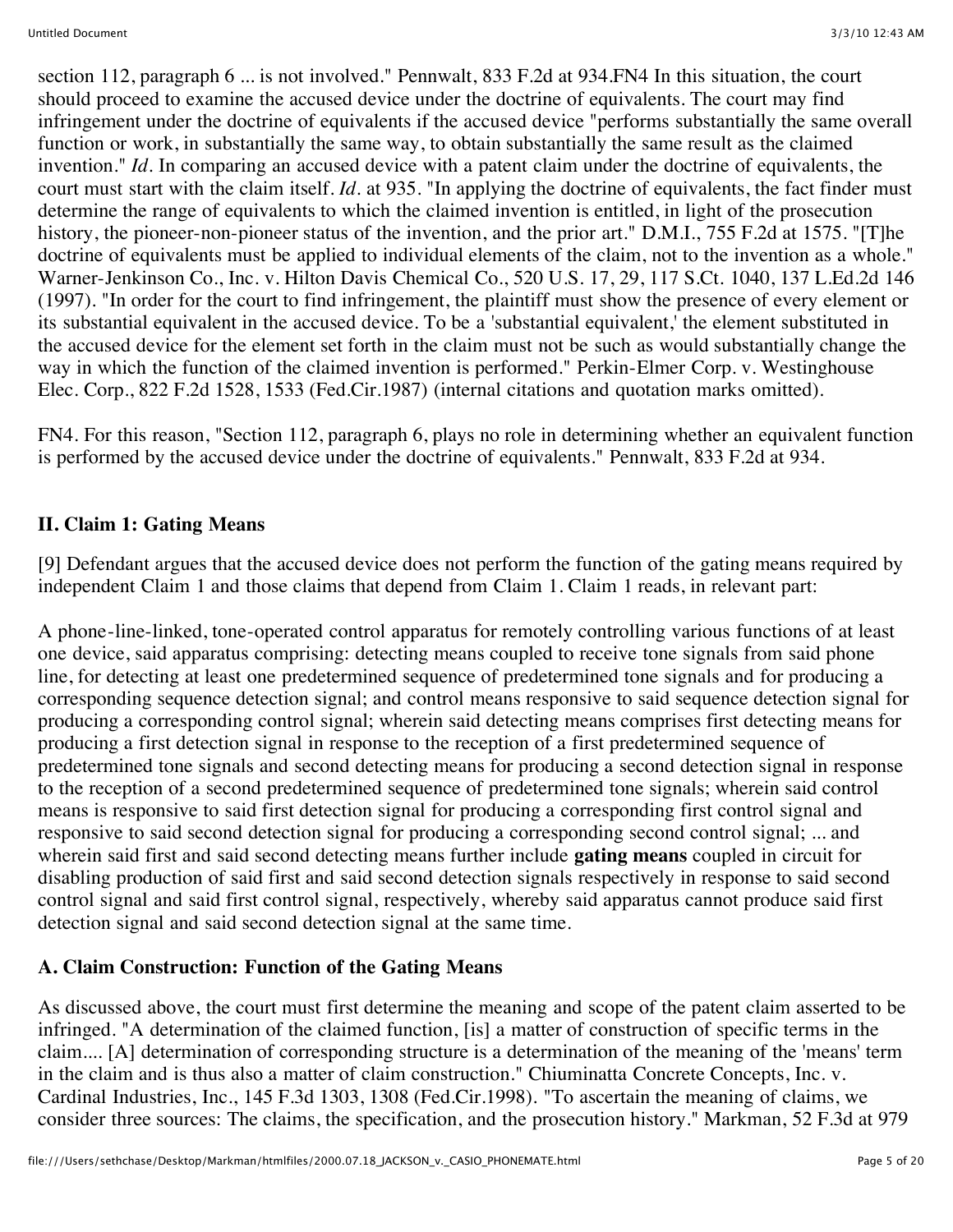section 112, paragraph 6 ... is not involved." Pennwalt, 833 F.2d at 934.FN4 In this situation, the court should proceed to examine the accused device under the doctrine of equivalents. The court may find infringement under the doctrine of equivalents if the accused device "performs substantially the same overall function or work, in substantially the same way, to obtain substantially the same result as the claimed invention." *Id*. In comparing an accused device with a patent claim under the doctrine of equivalents, the court must start with the claim itself. *Id*. at 935. "In applying the doctrine of equivalents, the fact finder must determine the range of equivalents to which the claimed invention is entitled, in light of the prosecution history, the pioneer-non-pioneer status of the invention, and the prior art." D.M.I., 755 F.2d at 1575. "[T]he doctrine of equivalents must be applied to individual elements of the claim, not to the invention as a whole." Warner-Jenkinson Co., Inc. v. Hilton Davis Chemical Co., 520 U.S. 17, 29, 117 S.Ct. 1040, 137 L.Ed.2d 146 (1997). "In order for the court to find infringement, the plaintiff must show the presence of every element or its substantial equivalent in the accused device. To be a 'substantial equivalent,' the element substituted in the accused device for the element set forth in the claim must not be such as would substantially change the way in which the function of the claimed invention is performed." Perkin-Elmer Corp. v. Westinghouse Elec. Corp., 822 F.2d 1528, 1533 (Fed.Cir.1987) (internal citations and quotation marks omitted).

FN4. For this reason, "Section 112, paragraph 6, plays no role in determining whether an equivalent function is performed by the accused device under the doctrine of equivalents." Pennwalt, 833 F.2d at 934.

## II. Claim 1: Gating Means

[9] Defendant argues that the accused device does not perform the function of the gating means required by independent Claim 1 and those claims that depend from Claim 1. Claim 1 reads, in relevant part:

A phone-line-linked, tone-operated control apparatus for remotely controlling various functions of at least one device, said apparatus comprising: detecting means coupled to receive tone signals from said phone line, for detecting at least one predetermined sequence of predetermined tone signals and for producing a corresponding sequence detection signal; and control means responsive to said sequence detection signal for producing a corresponding control signal; wherein said detecting means comprises first detecting means for producing a first detection signal in response to the reception of a first predetermined sequence of predetermined tone signals and second detecting means for producing a second detection signal in response to the reception of a second predetermined sequence of predetermined tone signals; wherein said control means is responsive to said first detection signal for producing a corresponding first control signal and responsive to said second detection signal for producing a corresponding second control signal; ... and wherein said first and said second detecting means further include **gating means** coupled in circuit for disabling production of said first and said second detection signals respectively in response to said second control signal and said first control signal, respectively, whereby said apparatus cannot produce said first detection signal and said second detection signal at the same time.

### A. Claim Construction: Function of the Gating Means

As discussed above, the court must first determine the meaning and scope of the patent claim asserted to be infringed. "A determination of the claimed function, [is] a matter of construction of specific terms in the claim.... [A] determination of corresponding structure is a determination of the meaning of the 'means' term in the claim and is thus also a matter of claim construction." Chiuminatta Concrete Concepts, Inc. v. Cardinal Industries, Inc., 145 F.3d 1303, 1308 (Fed.Cir.1998). "To ascertain the meaning of claims, we consider three sources: The claims, the specification, and the prosecution history." Markman, 52 F.3d at 979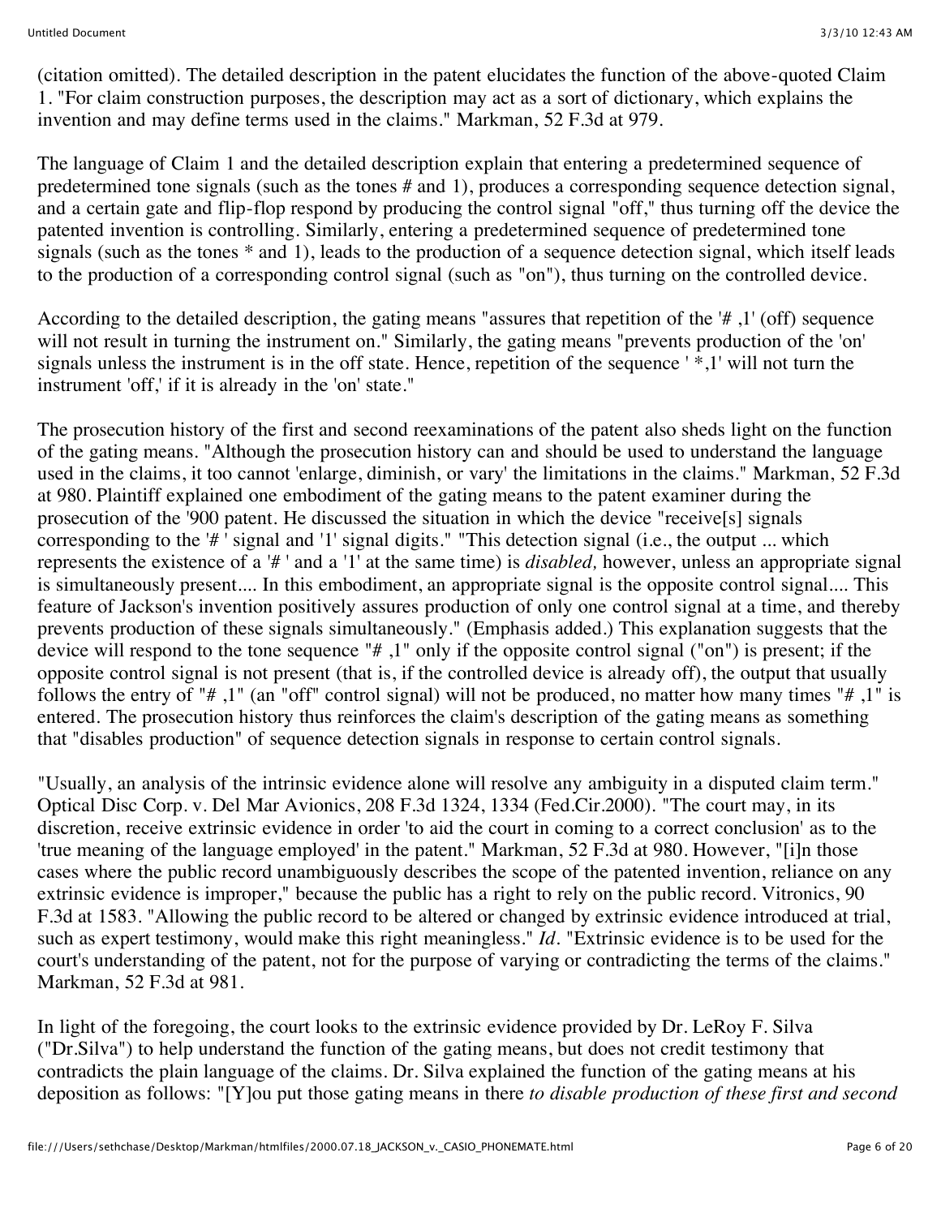(citation omitted). The detailed description in the patent elucidates the function of the above-quoted Claim 1. "For claim construction purposes, the description may act as a sort of dictionary, which explains the invention and may define terms used in the claims." Markman, 52 F.3d at 979.

The language of Claim 1 and the detailed description explain that entering a predetermined sequence of predetermined tone signals (such as the tones # and 1), produces a corresponding sequence detection signal, and a certain gate and flip-flop respond by producing the control signal "off," thus turning off the device the patented invention is controlling. Similarly, entering a predetermined sequence of predetermined tone signals (such as the tones * and 1), leads to the production of a sequence detection signal, which itself leads to the production of a corresponding control signal (such as "on"), thus turning on the controlled device.

According to the detailed description, the gating means "assures that repetition of the '# ,1' (off) sequence will not result in turning the instrument on." Similarly, the gating means "prevents production of the 'on' signals unless the instrument is in the off state. Hence, repetition of the sequence ' *,1' will not turn the instrument 'off,' if it is already in the 'on' state."

The prosecution history of the first and second reexaminations of the patent also sheds light on the function of the gating means. "Although the prosecution history can and should be used to understand the language used in the claims, it too cannot 'enlarge, diminish, or vary' the limitations in the claims." Markman, 52 F.3d at 980. Plaintiff explained one embodiment of the gating means to the patent examiner during the prosecution of the '900 patent. He discussed the situation in which the device "receive[s] signals corresponding to the '# ' signal and '1' signal digits." "This detection signal (i.e., the output ... which represents the existence of a '# ' and a '1' at the same time) is *disabled,* however, unless an appropriate signal is simultaneously present.... In this embodiment, an appropriate signal is the opposite control signal.... This feature of Jackson's invention positively assures production of only one control signal at a time, and thereby prevents production of these signals simultaneously." (Emphasis added.) This explanation suggests that the device will respond to the tone sequence "# ,1" only if the opposite control signal ("on") is present; if the opposite control signal is not present (that is, if the controlled device is already off), the output that usually follows the entry of "# ,1" (an "off" control signal) will not be produced, no matter how many times "# ,1" is entered. The prosecution history thus reinforces the claim's description of the gating means as something that "disables production" of sequence detection signals in response to certain control signals.

"Usually, an analysis of the intrinsic evidence alone will resolve any ambiguity in a disputed claim term." Optical Disc Corp. v. Del Mar Avionics, 208 F.3d 1324, 1334 (Fed.Cir.2000). "The court may, in its discretion, receive extrinsic evidence in order 'to aid the court in coming to a correct conclusion' as to the 'true meaning of the language employed' in the patent." Markman, 52 F.3d at 980. However, "[i]n those cases where the public record unambiguously describes the scope of the patented invention, reliance on any extrinsic evidence is improper," because the public has a right to rely on the public record. Vitronics, 90 F.3d at 1583. "Allowing the public record to be altered or changed by extrinsic evidence introduced at trial, such as expert testimony, would make this right meaningless." *Id.* "Extrinsic evidence is to be used for the court's understanding of the patent, not for the purpose of varying or contradicting the terms of the claims." Markman, 52 F.3d at 981.

In light of the foregoing, the court looks to the extrinsic evidence provided by Dr. LeRoy F. Silva ("Dr.Silva") to help understand the function of the gating means, but does not credit testimony that contradicts the plain language of the claims. Dr. Silva explained the function of the gating means at his deposition as follows: "[Y]ou put those gating means in there *to disable production of these first and second*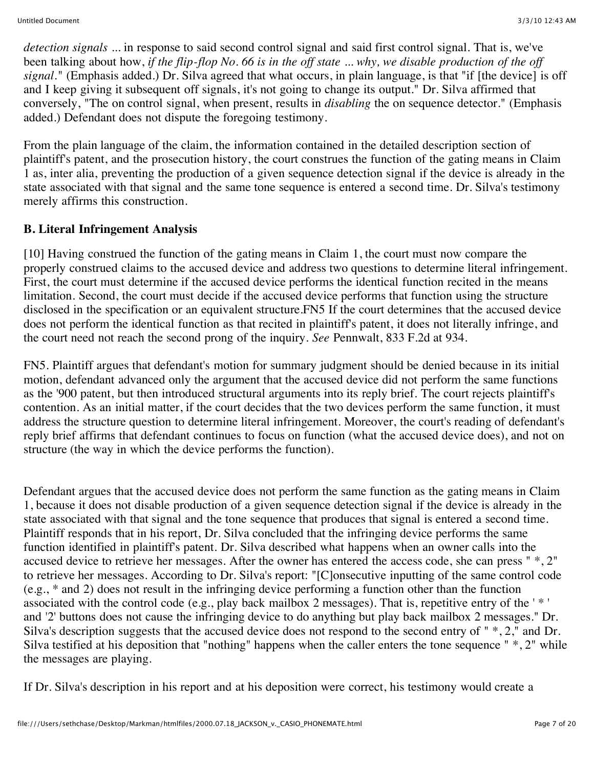*detection signals* ... in response to said second control signal and said first control signal. That is, we've been talking about how, *if the flip-flop No. 66 is in the off state ... why, we disable production of the off signal*." (Emphasis added.) Dr. Silva agreed that what occurs, in plain language, is that "if [the device] is off and I keep giving it subsequent off signals, it's not going to change its output." Dr. Silva affirmed that conversely, "The on control signal, when present, results in *disabling* the on sequence detector." (Emphasis added.) Defendant does not dispute the foregoing testimony.

From the plain language of the claim, the information contained in the detailed description section of plaintiff's patent, and the prosecution history, the court construes the function of the gating means in Claim 1 as, inter alia, preventing the production of a given sequence detection signal if the device is already in the state associated with that signal and the same tone sequence is entered a second time. Dr. Silva's testimony merely affirms this construction.

**B. Literal Infringement Analysis**

[10] Having construed the function of the gating means in Claim 1, the court must now compare the properly construed claims to the accused device and address two questions to determine literal infringement. First, the court must determine if the accused device performs the identical function recited in the means limitation. Second, the court must decide if the accused device performs that function using the structure disclosed in the specification or an equivalent structure.FN5 If the court determines that the accused device does not perform the identical function as that recited in plaintiff's patent, it does not literally infringe, and the court need not reach the second prong of the inquiry. *See* Pennwalt, 833 F.2d at 934.

FN5. Plaintiff argues that defendant's motion for summary judgment should be denied because in its initial motion, defendant advanced only the argument that the accused device did not perform the same functions as the '900 patent, but then introduced structural arguments into its reply brief. The court rejects plaintiff's contention. As an initial matter, if the court decides that the two devices perform the same function, it must address the structure question to determine literal infringement. Moreover, the court's reading of defendant's reply brief affirms that defendant continues to focus on function (what the accused device does), and not on structure (the way in which the device performs the function).

Defendant argues that the accused device does not perform the same function as the gating means in Claim 1, because it does not disable production of a given sequence detection signal if the device is already in the state associated with that signal and the tone sequence that produces that signal is entered a second time. Plaintiff responds that in his report, Dr. Silva concluded that the infringing device performs the same function identified in plaintiff's patent. Dr. Silva described what happens when an owner calls into the accused device to retrieve her messages. After the owner has entered the access code, she can press " *, 2" to retrieve her messages. According to Dr. Silva's report: "[C]onsecutive inputting of the same control code (e.g., * and 2) does not result in the infringing device performing a function other than the function associated with the control code (e.g., play back mailbox 2 messages). That is, repetitive entry of the ' * ' and '2' buttons does not cause the infringing device to do anything but play back mailbox 2 messages." Dr. Silva's description suggests that the accused device does not respond to the second entry of " *, 2," and Dr. Silva testified at his deposition that "nothing" happens when the caller enters the tone sequence " *, 2" while the messages are playing.

If Dr. Silva's description in his report and at his deposition were correct, his testimony would create a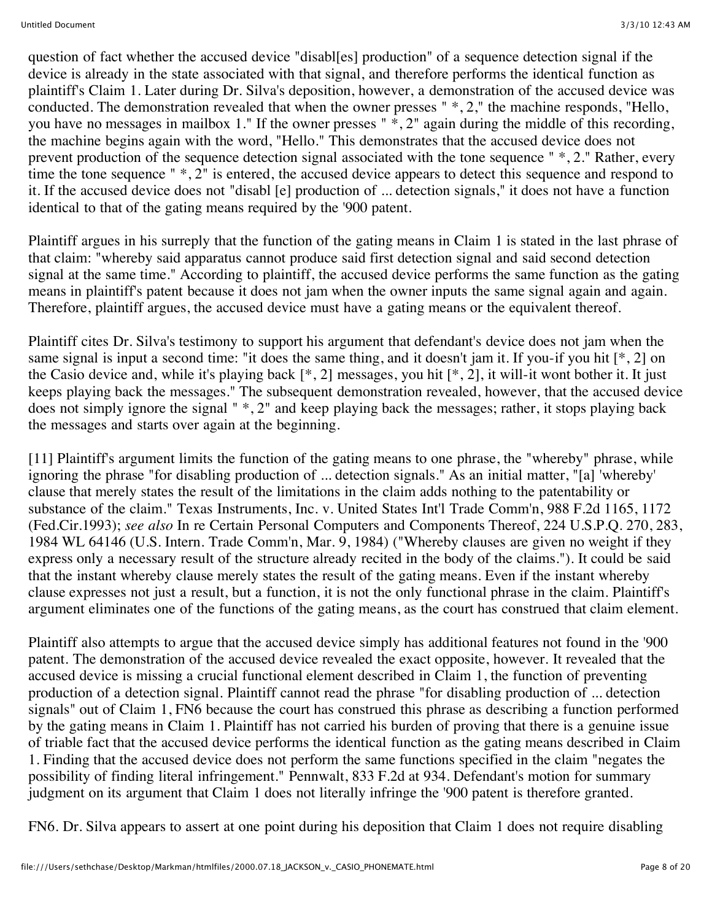question of fact whether the accused device "disabl[es] production" of a sequence detection signal if the device is already in the state associated with that signal, and therefore performs the identical function as plaintiff's Claim 1. Later during Dr. Silva's deposition, however, a demonstration of the accused device was conducted. The demonstration revealed that when the owner presses " *, 2," the machine responds, "Hello, you have no messages in mailbox 1." If the owner presses " *, 2" again during the middle of this recording, the machine begins again with the word, "Hello." This demonstrates that the accused device does not prevent production of the sequence detection signal associated with the tone sequence " *, 2." Rather, every time the tone sequence " *, 2" is entered, the accused device appears to detect this sequence and respond to it. If the accused device does not "disabl [e] production of ... detection signals," it does not have a function identical to that of the gating means required by the '900 patent.

Plaintiff argues in his surreply that the function of the gating means in Claim 1 is stated in the last phrase of that claim: "whereby said apparatus cannot produce said first detection signal and said second detection signal at the same time." According to plaintiff, the accused device performs the same function as the gating means in plaintiff's patent because it does not jam when the owner inputs the same signal again and again. Therefore, plaintiff argues, the accused device must have a gating means or the equivalent thereof.

Plaintiff cites Dr. Silva's testimony to support his argument that defendant's device does not jam when the same signal is input a second time: "it does the same thing, and it doesn't jam it. If you-if you hit [*, 2] on the Casio device and, while it's playing back [*, 2] messages, you hit [*, 2], it will-it wont bother it. It just keeps playing back the messages." The subsequent demonstration revealed, however, that the accused device does not simply ignore the signal " *, 2" and keep playing back the messages; rather, it stops playing back the messages and starts over again at the beginning.

[11] Plaintiff's argument limits the function of the gating means to one phrase, the "whereby" phrase, while ignoring the phrase "for disabling production of ... detection signals." As an initial matter, "[a] 'whereby' clause that merely states the result of the limitations in the claim adds nothing to the patentability or substance of the claim." Texas Instruments, Inc. v. United States Int'l Trade Comm'n, 988 F.2d 1165, 1172 (Fed.Cir.1993); *see also* In re Certain Personal Computers and Components Thereof, 224 U.S.P.Q. 270, 283, 1984 WL 64146 (U.S. Intern. Trade Comm'n, Mar. 9, 1984) ("Whereby clauses are given no weight if they express only a necessary result of the structure already recited in the body of the claims."). It could be said that the instant whereby clause merely states the result of the gating means. Even if the instant whereby clause expresses not just a result, but a function, it is not the only functional phrase in the claim. Plaintiff's argument eliminates one of the functions of the gating means, as the court has construed that claim element.

Plaintiff also attempts to argue that the accused device simply has additional features not found in the '900 patent. The demonstration of the accused device revealed the exact opposite, however. It revealed that the accused device is missing a crucial functional element described in Claim 1, the function of preventing production of a detection signal. Plaintiff cannot read the phrase "for disabling production of ... detection signals" out of Claim 1, FN6 because the court has construed this phrase as describing a function performed by the gating means in Claim 1. Plaintiff has not carried his burden of proving that there is a genuine issue of triable fact that the accused device performs the identical function as the gating means described in Claim 1. Finding that the accused device does not perform the same functions specified in the claim "negates the possibility of finding literal infringement." Pennwalt, 833 F.2d at 934. Defendant's motion for summary judgment on its argument that Claim 1 does not literally infringe the '900 patent is therefore granted.

FN6. Dr. Silva appears to assert at one point during his deposition that Claim 1 does not require disabling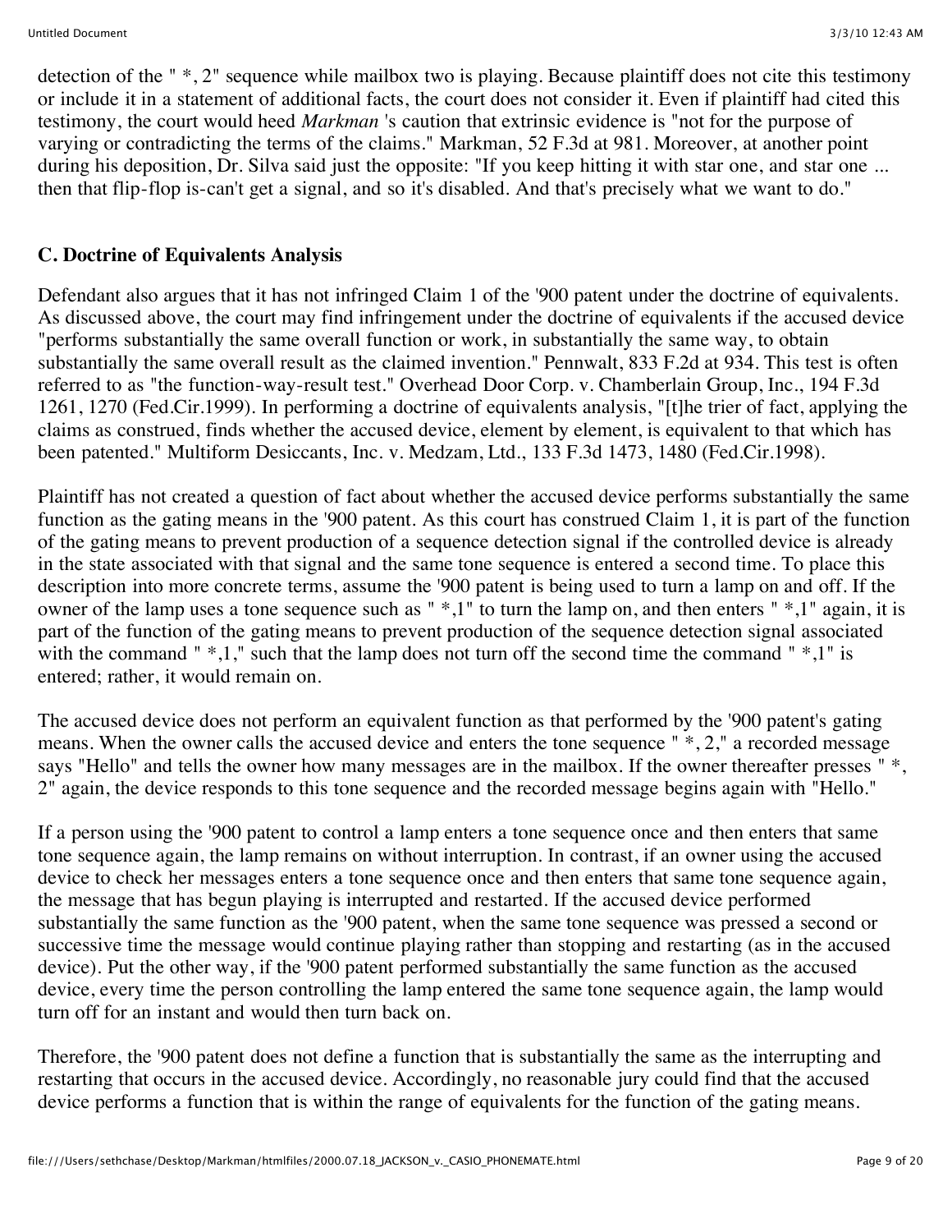detection of the " *, 2" sequence while mailbox two is playing. Because plaintiff does not cite this testimony or include it in a statement of additional facts, the court does not consider it. Even if plaintiff had cited this testimony, the court would heed *Markman* 's caution that extrinsic evidence is "not for the purpose of varying or contradicting the terms of the claims." Markman, 52 F.3d at 981. Moreover, at another point during his deposition, Dr. Silva said just the opposite: "If you keep hitting it with star one, and star one ... then that flip-flop is-can't get a signal, and so it's disabled. And that's precisely what we want to do."

### C. Doctrine of Equivalents Analysis

Defendant also argues that it has not infringed Claim 1 of the '900 patent under the doctrine of equivalents. As discussed above, the court may find infringement under the doctrine of equivalents if the accused device "performs substantially the same overall function or work, in substantially the same way, to obtain substantially the same overall result as the claimed invention." Pennwalt, 833 F.2d at 934. This test is often referred to as "the function-way-result test." Overhead Door Corp. v. Chamberlain Group, Inc., 194 F.3d 1261, 1270 (Fed.Cir.1999). In performing a doctrine of equivalents analysis, "[t]he trier of fact, applying the claims as construed, finds whether the accused device, element by element, is equivalent to that which has been patented." Multiform Desiccants, Inc. v. Medzam, Ltd., 133 F.3d 1473, 1480 (Fed.Cir.1998).

Plaintiff has not created a question of fact about whether the accused device performs substantially the same function as the gating means in the '900 patent. As this court has construed Claim 1, it is part of the function of the gating means to prevent production of a sequence detection signal if the controlled device is already in the state associated with that signal and the same tone sequence is entered a second time. To place this description into more concrete terms, assume the '900 patent is being used to turn a lamp on and off. If the owner of the lamp uses a tone sequence such as " *,1" to turn the lamp on, and then enters " *,1" again, it is part of the function of the gating means to prevent production of the sequence detection signal associated with the command " *,1," such that the lamp does not turn off the second time the command " *,1" is entered; rather, it would remain on.

The accused device does not perform an equivalent function as that performed by the '900 patent's gating means. When the owner calls the accused device and enters the tone sequence " *, 2," a recorded message says "Hello" and tells the owner how many messages are in the mailbox. If the owner thereafter presses " *, 2" again, the device responds to this tone sequence and the recorded message begins again with "Hello."

If a person using the '900 patent to control a lamp enters a tone sequence once and then enters that same tone sequence again, the lamp remains on without interruption. In contrast, if an owner using the accused device to check her messages enters a tone sequence once and then enters that same tone sequence again, the message that has begun playing is interrupted and restarted. If the accused device performed substantially the same function as the '900 patent, when the same tone sequence was pressed a second or successive time the message would continue playing rather than stopping and restarting (as in the accused device). Put the other way, if the '900 patent performed substantially the same function as the accused device, every time the person controlling the lamp entered the same tone sequence again, the lamp would turn off for an instant and would then turn back on.

Therefore, the '900 patent does not define a function that is substantially the same as the interrupting and restarting that occurs in the accused device. Accordingly, no reasonable jury could find that the accused device performs a function that is within the range of equivalents for the function of the gating means.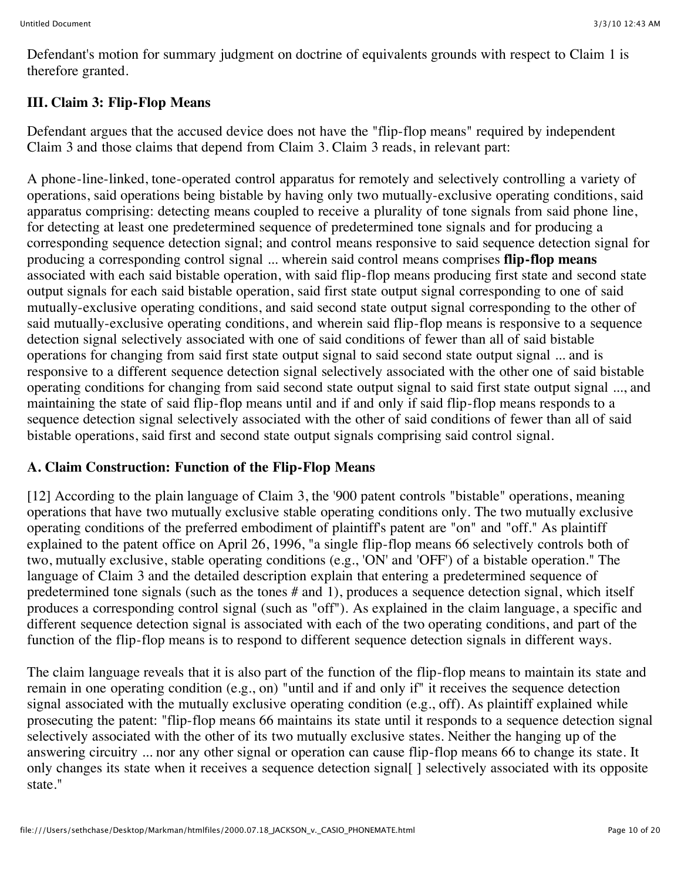Defendant's motion for summary judgment on doctrine of equivalents grounds with respect to Claim 1 is therefore granted.

### III. Claim 3: Flip-Flop Means

Defendant argues that the accused device does not have the "flip-flop means" required by independent Claim 3 and those claims that depend from Claim 3. Claim 3 reads, in relevant part:

A phone-line-linked, tone-operated control apparatus for remotely and selectively controlling a variety of operations, said operations being bistable by having only two mutually-exclusive operating conditions, said apparatus comprising: detecting means coupled to receive a plurality of tone signals from said phone line, for detecting at least one predetermined sequence of predetermined tone signals and for producing a corresponding sequence detection signal; and control means responsive to said sequence detection signal for producing a corresponding control signal ... wherein said control means comprises **flip-flop means** associated with each said bistable operation, with said flip-flop means producing first state and second state output signals for each said bistable operation, said first state output signal corresponding to one of said mutually-exclusive operating conditions, and said second state output signal corresponding to the other of said mutually-exclusive operating conditions, and wherein said flip-flop means is responsive to a sequence detection signal selectively associated with one of said conditions of fewer than all of said bistable operations for changing from said first state output signal to said second state output signal ... and is responsive to a different sequence detection signal selectively associated with the other one of said bistable operating conditions for changing from said second state output signal to said first state output signal ..., and maintaining the state of said flip-flop means until and if and only if said flip-flop means responds to a sequence detection signal selectively associated with the other of said conditions of fewer than all of said bistable operations, said first and second state output signals comprising said control signal.

### A. Claim Construction: Function of the Flip-Flop Means

[12] According to the plain language of Claim 3, the '900 patent controls "bistable" operations, meaning operations that have two mutually exclusive stable operating conditions only. The two mutually exclusive operating conditions of the preferred embodiment of plaintiff's patent are "on" and "off." As plaintiff explained to the patent office on April 26, 1996, "a single flip-flop means 66 selectively controls both of two, mutually exclusive, stable operating conditions (e.g., 'ON' and 'OFF') of a bistable operation." The language of Claim 3 and the detailed description explain that entering a predetermined sequence of predetermined tone signals (such as the tones # and 1), produces a sequence detection signal, which itself produces a corresponding control signal (such as "off"). As explained in the claim language, a specific and different sequence detection signal is associated with each of the two operating conditions, and part of the function of the flip-flop means is to respond to different sequence detection signals in different ways.

The claim language reveals that it is also part of the function of the flip-flop means to maintain its state and remain in one operating condition (e.g., on) "until and if and only if" it receives the sequence detection signal associated with the mutually exclusive operating condition (e.g., off). As plaintiff explained while prosecuting the patent: "flip-flop means 66 maintains its state until it responds to a sequence detection signal selectively associated with the other of its two mutually exclusive states. Neither the hanging up of the answering circuitry ... nor any other signal or operation can cause flip-flop means 66 to change its state. It only changes its state when it receives a sequence detection signal[ ] selectively associated with its opposite state."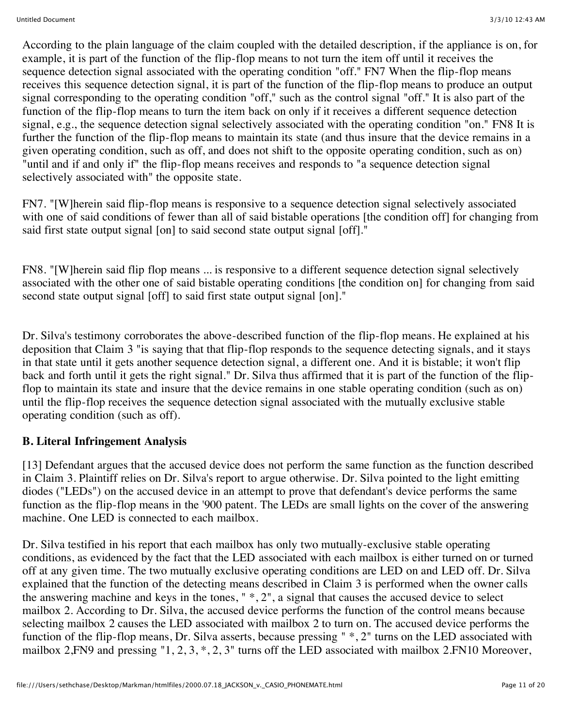According to the plain language of the claim coupled with the detailed description, if the appliance is on, for example, it is part of the function of the flip-flop means to not turn the item off until it receives the sequence detection signal associated with the operating condition "off." FN7 When the flip-flop means receives this sequence detection signal, it is part of the function of the flip-flop means to produce an output signal corresponding to the operating condition "off," such as the control signal "off." It is also part of the function of the flip-flop means to turn the item back on only if it receives a different sequence detection signal, e.g., the sequence detection signal selectively associated with the operating condition "on." FN8 It is further the function of the flip-flop means to maintain its state (and thus insure that the device remains in a given operating condition, such as off, and does not shift to the opposite operating condition, such as on) "until and if and only if" the flip-flop means receives and responds to "a sequence detection signal selectively associated with" the opposite state.

FN7. "[W]herein said flip-flop means is responsive to a sequence detection signal selectively associated with one of said conditions of fewer than all of said bistable operations [the condition off] for changing from said first state output signal [on] to said second state output signal [off]."

FN8. "[W]herein said flip flop means ... is responsive to a different sequence detection signal selectively associated with the other one of said bistable operating conditions [the condition on] for changing from said second state output signal [off] to said first state output signal [on]."

Dr. Silva's testimony corroborates the above-described function of the flip-flop means. He explained at his deposition that Claim 3 "is saying that that flip-flop responds to the sequence detecting signals, and it stays in that state until it gets another sequence detection signal, a different one. And it is bistable; it won't flip back and forth until it gets the right signal." Dr. Silva thus affirmed that it is part of the function of the flip-flop to maintain its state and insure that the device remains in one stable operating condition (such as on) until the flip-flop receives the sequence detection signal associated with the mutually exclusive stable operating condition (such as off).

**B. Literal Infringement Analysis**

[13] Defendant argues that the accused device does not perform the same function as the function described in Claim 3. Plaintiff relies on Dr. Silva's report to argue otherwise. Dr. Silva pointed to the light emitting diodes ("LEDs") on the accused device in an attempt to prove that defendant's device performs the same function as the flip-flop means in the '900 patent. The LEDs are small lights on the cover of the answering machine. One LED is connected to each mailbox.

Dr. Silva testified in his report that each mailbox has only two mutually-exclusive stable operating conditions, as evidenced by the fact that the LED associated with each mailbox is either turned on or turned off at any given time. The two mutually exclusive operating conditions are LED on and LED off. Dr. Silva explained that the function of the detecting means described in Claim 3 is performed when the owner calls the answering machine and keys in the tones, " *, 2", a signal that causes the accused device to select mailbox 2. According to Dr. Silva, the accused device performs the function of the control means because selecting mailbox 2 causes the LED associated with mailbox 2 to turn on. The accused device performs the function of the flip-flop means, Dr. Silva asserts, because pressing " *, 2" turns on the LED associated with mailbox 2,FN9 and pressing "1, 2, 3, *, 2, 3" turns off the LED associated with mailbox 2.FN10 Moreover,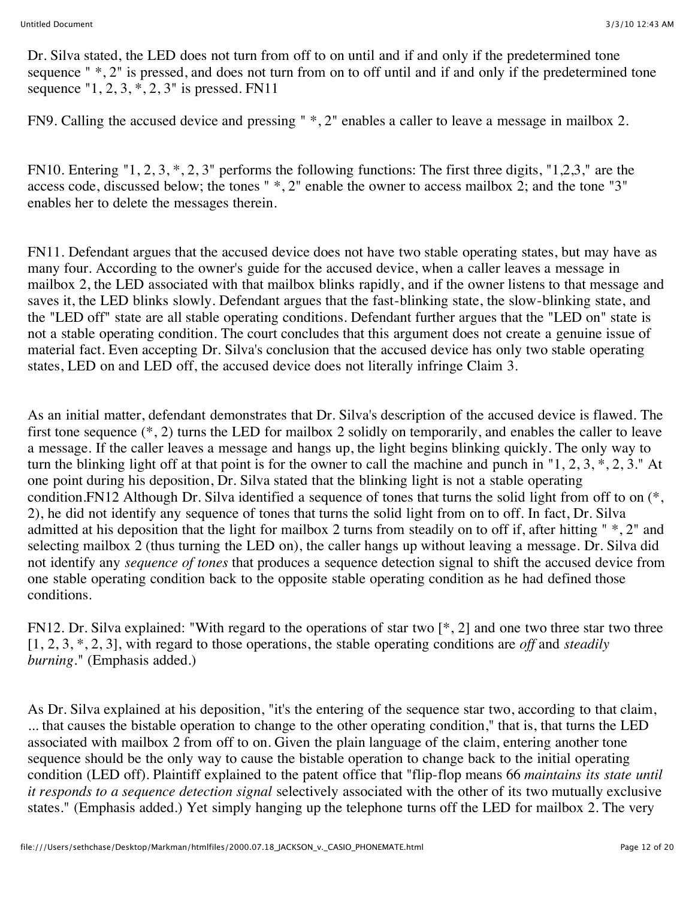Dr. Silva stated, the LED does not turn from off to on until and if and only if the predetermined tone sequence " *, 2" is pressed, and does not turn from on to off until and if and only if the predetermined tone sequence "1, 2, 3, *, 2, 3" is pressed. FN11

FN9. Calling the accused device and pressing " *, 2" enables a caller to leave a message in mailbox 2.

FN10. Entering "1, 2, 3, *, 2, 3" performs the following functions: The first three digits, "1,2,3," are the access code, discussed below; the tones " *, 2" enable the owner to access mailbox 2; and the tone "3" enables her to delete the messages therein.

FN11. Defendant argues that the accused device does not have two stable operating states, but may have as many four. According to the owner's guide for the accused device, when a caller leaves a message in mailbox 2, the LED associated with that mailbox blinks rapidly, and if the owner listens to that message and saves it, the LED blinks slowly. Defendant argues that the fast-blinking state, the slow-blinking state, and the "LED off" state are all stable operating conditions. Defendant further argues that the "LED on" state is not a stable operating condition. The court concludes that this argument does not create a genuine issue of material fact. Even accepting Dr. Silva's conclusion that the accused device has only two stable operating states, LED on and LED off, the accused device does not literally infringe Claim 3.

As an initial matter, defendant demonstrates that Dr. Silva's description of the accused device is flawed. The first tone sequence (*, 2) turns the LED for mailbox 2 solidly on temporarily, and enables the caller to leave a message. If the caller leaves a message and hangs up, the light begins blinking quickly. The only way to turn the blinking light off at that point is for the owner to call the machine and punch in "1, 2, 3, *, 2, 3." At one point during his deposition, Dr. Silva stated that the blinking light is not a stable operating condition.FN12 Although Dr. Silva identified a sequence of tones that turns the solid light from off to on (*, 2), he did not identify any sequence of tones that turns the solid light from on to off. In fact, Dr. Silva admitted at his deposition that the light for mailbox 2 turns from steadily on to off if, after hitting " *, 2" and selecting mailbox 2 (thus turning the LED on), the caller hangs up without leaving a message. Dr. Silva did not identify any *sequence of tones* that produces a sequence detection signal to shift the accused device from one stable operating condition back to the opposite stable operating condition as he had defined those conditions.

FN12. Dr. Silva explained: "With regard to the operations of star two [*, 2] and one two three star two three [1, 2, 3, *, 2, 3], with regard to those operations, the stable operating conditions are *off* and *steadily burning*." (Emphasis added.)

As Dr. Silva explained at his deposition, "it's the entering of the sequence star two, according to that claim, ... that causes the bistable operation to change to the other operating condition," that is, that turns the LED associated with mailbox 2 from off to on. Given the plain language of the claim, entering another tone sequence should be the only way to cause the bistable operation to change back to the initial operating condition (LED off). Plaintiff explained to the patent office that "flip-flop means 66 *maintains its state until it responds to a sequence detection signal* selectively associated with the other of its two mutually exclusive states." (Emphasis added.) Yet simply hanging up the telephone turns off the LED for mailbox 2. The very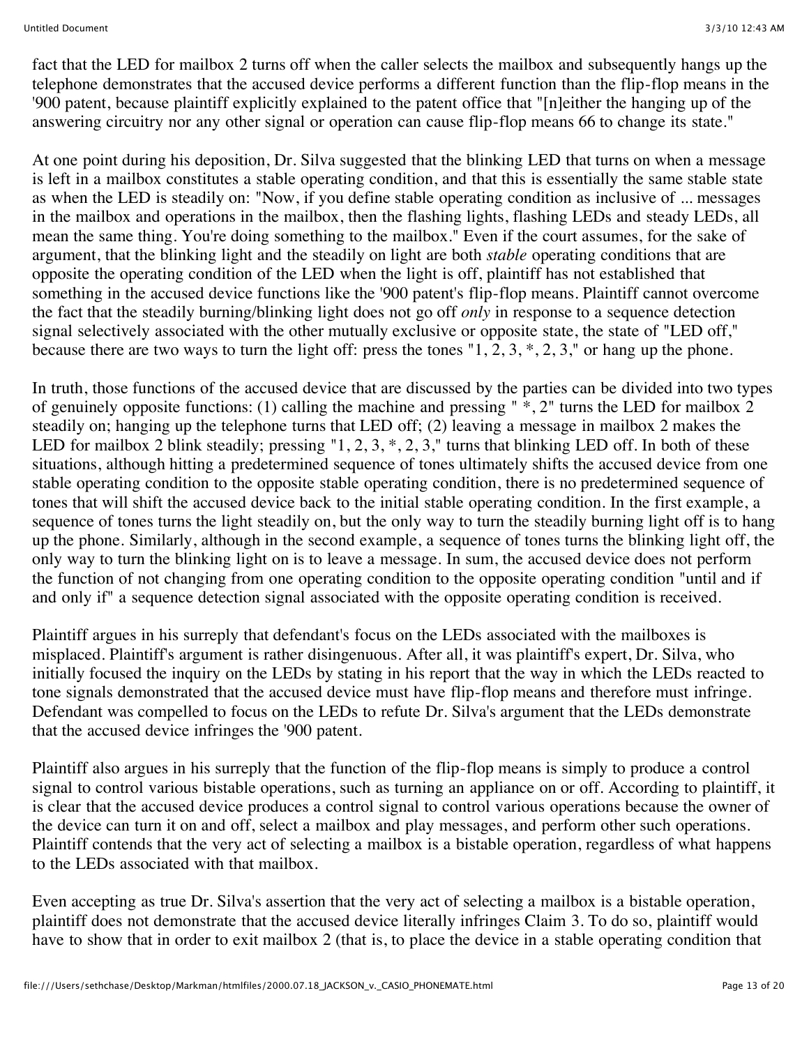fact that the LED for mailbox 2 turns off when the caller selects the mailbox and subsequently hangs up the telephone demonstrates that the accused device performs a different function than the flip-flop means in the '900 patent, because plaintiff explicitly explained to the patent office that "[n]either the hanging up of the answering circuitry nor any other signal or operation can cause flip-flop means 66 to change its state."

At one point during his deposition, Dr. Silva suggested that the blinking LED that turns on when a message is left in a mailbox constitutes a stable operating condition, and that this is essentially the same stable state as when the LED is steadily on: "Now, if you define stable operating condition as inclusive of ... messages in the mailbox and operations in the mailbox, then the flashing lights, flashing LEDs and steady LEDs, all mean the same thing. You're doing something to the mailbox." Even if the court assumes, for the sake of argument, that the blinking light and the steadily on light are both *stable* operating conditions that are opposite the operating condition of the LED when the light is off, plaintiff has not established that something in the accused device functions like the '900 patent's flip-flop means. Plaintiff cannot overcome the fact that the steadily burning/blinking light does not go off *only* in response to a sequence detection signal selectively associated with the other mutually exclusive or opposite state, the state of "LED off," because there are two ways to turn the light off: press the tones "1, 2, 3, *, 2, 3," or hang up the phone.

In truth, those functions of the accused device that are discussed by the parties can be divided into two types of genuinely opposite functions: (1) calling the machine and pressing " *, 2" turns the LED for mailbox 2 steadily on; hanging up the telephone turns that LED off; (2) leaving a message in mailbox 2 makes the LED for mailbox 2 blink steadily; pressing "1, 2, 3, *, 2, 3," turns that blinking LED off. In both of these situations, although hitting a predetermined sequence of tones ultimately shifts the accused device from one stable operating condition to the opposite stable operating condition, there is no predetermined sequence of tones that will shift the accused device back to the initial stable operating condition. In the first example, a sequence of tones turns the light steadily on, but the only way to turn the steadily burning light off is to hang up the phone. Similarly, although in the second example, a sequence of tones turns the blinking light off, the only way to turn the blinking light on is to leave a message. In sum, the accused device does not perform the function of not changing from one operating condition to the opposite operating condition "until and if and only if" a sequence detection signal associated with the opposite operating condition is received.

Plaintiff argues in his surreply that defendant's focus on the LEDs associated with the mailboxes is misplaced. Plaintiff's argument is rather disingenuous. After all, it was plaintiff's expert, Dr. Silva, who initially focused the inquiry on the LEDs by stating in his report that the way in which the LEDs reacted to tone signals demonstrated that the accused device must have flip-flop means and therefore must infringe. Defendant was compelled to focus on the LEDs to refute Dr. Silva's argument that the LEDs demonstrate that the accused device infringes the '900 patent.

Plaintiff also argues in his surreply that the function of the flip-flop means is simply to produce a control signal to control various bistable operations, such as turning an appliance on or off. According to plaintiff, it is clear that the accused device produces a control signal to control various operations because the owner of the device can turn it on and off, select a mailbox and play messages, and perform other such operations. Plaintiff contends that the very act of selecting a mailbox is a bistable operation, regardless of what happens to the LEDs associated with that mailbox.

Even accepting as true Dr. Silva's assertion that the very act of selecting a mailbox is a bistable operation, plaintiff does not demonstrate that the accused device literally infringes Claim 3. To do so, plaintiff would have to show that in order to exit mailbox 2 (that is, to place the device in a stable operating condition that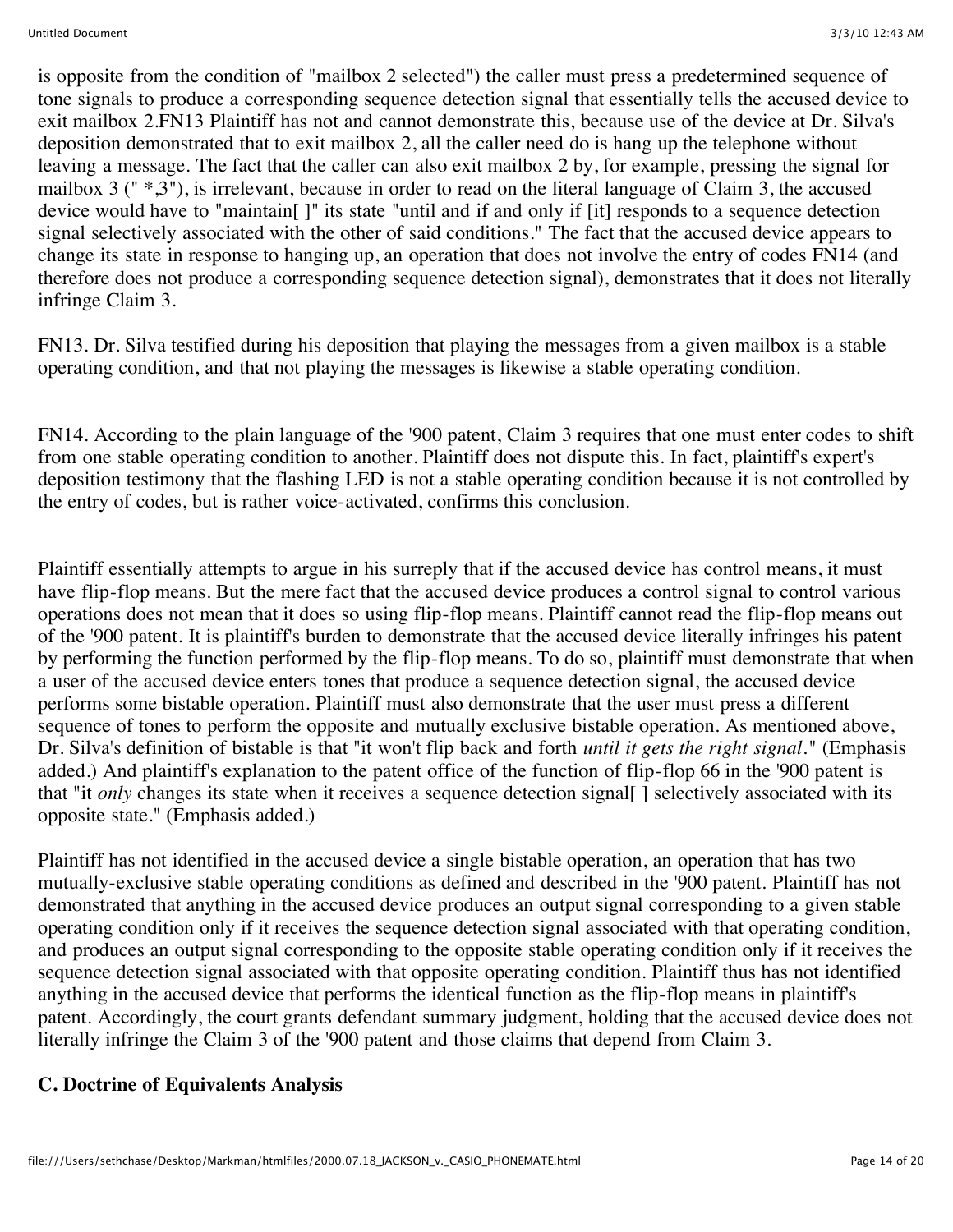is opposite from the condition of "mailbox 2 selected") the caller must press a predetermined sequence of tone signals to produce a corresponding sequence detection signal that essentially tells the accused device to exit mailbox 2.FN13 Plaintiff has not and cannot demonstrate this, because use of the device at Dr. Silva's deposition demonstrated that to exit mailbox 2, all the caller need do is hang up the telephone without leaving a message. The fact that the caller can also exit mailbox 2 by, for example, pressing the signal for mailbox 3 (" *,3"), is irrelevant, because in order to read on the literal language of Claim 3, the accused device would have to "maintain[ ]" its state "until and if and only if [it] responds to a sequence detection signal selectively associated with the other of said conditions." The fact that the accused device appears to change its state in response to hanging up, an operation that does not involve the entry of codes FN14 (and therefore does not produce a corresponding sequence detection signal), demonstrates that it does not literally infringe Claim 3.

FN13. Dr. Silva testified during his deposition that playing the messages from a given mailbox is a stable operating condition, and that not playing the messages is likewise a stable operating condition.

FN14. According to the plain language of the '900 patent, Claim 3 requires that one must enter codes to shift from one stable operating condition to another. Plaintiff does not dispute this. In fact, plaintiff's expert's deposition testimony that the flashing LED is not a stable operating condition because it is not controlled by the entry of codes, but is rather voice-activated, confirms this conclusion.

Plaintiff essentially attempts to argue in his surreply that if the accused device has control means, it must have flip-flop means. But the mere fact that the accused device produces a control signal to control various operations does not mean that it does so using flip-flop means. Plaintiff cannot read the flip-flop means out of the '900 patent. It is plaintiff's burden to demonstrate that the accused device literally infringes his patent by performing the function performed by the flip-flop means. To do so, plaintiff must demonstrate that when a user of the accused device enters tones that produce a sequence detection signal, the accused device performs some bistable operation. Plaintiff must also demonstrate that the user must press a different sequence of tones to perform the opposite and mutually exclusive bistable operation. As mentioned above, Dr. Silva's definition of bistable is that "it won't flip back and forth *until it gets the right signal*." (Emphasis added.) And plaintiff's explanation to the patent office of the function of flip-flop 66 in the '900 patent is that "it *only* changes its state when it receives a sequence detection signal[ ] selectively associated with its opposite state." (Emphasis added.)

Plaintiff has not identified in the accused device a single bistable operation, an operation that has two mutually-exclusive stable operating conditions as defined and described in the '900 patent. Plaintiff has not demonstrated that anything in the accused device produces an output signal corresponding to a given stable operating condition only if it receives the sequence detection signal associated with that operating condition, and produces an output signal corresponding to the opposite stable operating condition only if it receives the sequence detection signal associated with that opposite operating condition. Plaintiff thus has not identified anything in the accused device that performs the identical function as the flip-flop means in plaintiff's patent. Accordingly, the court grants defendant summary judgment, holding that the accused device does not literally infringe the Claim 3 of the '900 patent and those claims that depend from Claim 3.

### C. Doctrine of Equivalents Analysis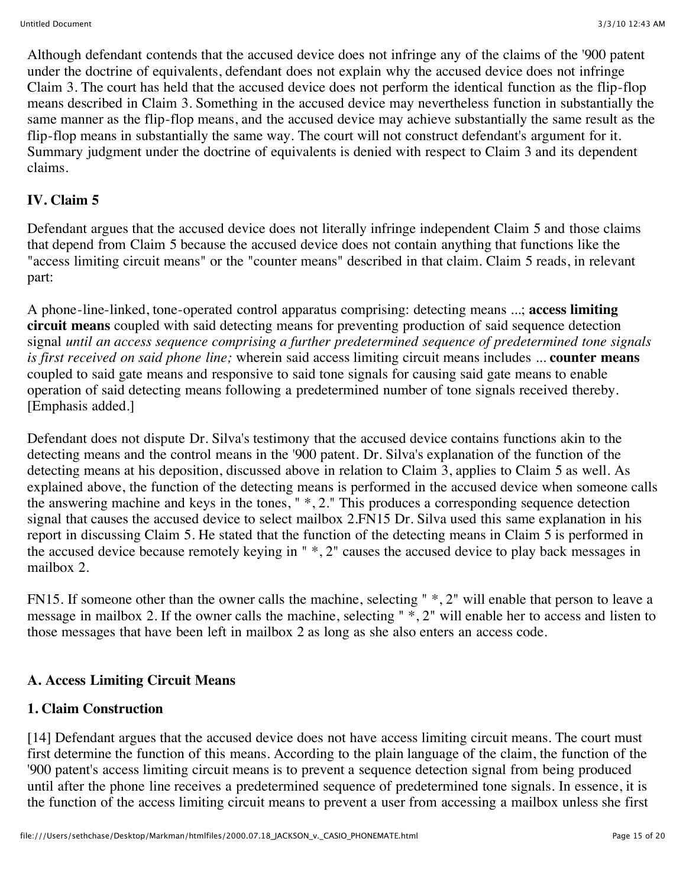Although defendant contends that the accused device does not infringe any of the claims of the '900 patent under the doctrine of equivalents, defendant does not explain why the accused device does not infringe Claim 3. The court has held that the accused device does not perform the identical function as the flip-flop means described in Claim 3. Something in the accused device may nevertheless function in substantially the same manner as the flip-flop means, and the accused device may achieve substantially the same result as the flip-flop means in substantially the same way. The court will not construct defendant's argument for it. Summary judgment under the doctrine of equivalents is denied with respect to Claim 3 and its dependent claims.

## IV. Claim 5

Defendant argues that the accused device does not literally infringe independent Claim 5 and those claims that depend from Claim 5 because the accused device does not contain anything that functions like the "access limiting circuit means" or the "counter means" described in that claim. Claim 5 reads, in relevant part:

A phone-line-linked, tone-operated control apparatus comprising: detecting means ...; **access limiting circuit means** coupled with said detecting means for preventing production of said sequence detection signal *until an access sequence comprising a further predetermined sequence of predetermined tone signals is first received on said phone line;* wherein said access limiting circuit means includes ... **counter means** coupled to said gate means and responsive to said tone signals for causing said gate means to enable operation of said detecting means following a predetermined number of tone signals received thereby. [Emphasis added.]

Defendant does not dispute Dr. Silva's testimony that the accused device contains functions akin to the detecting means and the control means in the '900 patent. Dr. Silva's explanation of the function of the detecting means at his deposition, discussed above in relation to Claim 3, applies to Claim 5 as well. As explained above, the function of the detecting means is performed in the accused device when someone calls the answering machine and keys in the tones, " *, 2." This produces a corresponding sequence detection signal that causes the accused device to select mailbox 2.FN15 Dr. Silva used this same explanation in his report in discussing Claim 5. He stated that the function of the detecting means in Claim 5 is performed in the accused device because remotely keying in " *, 2" causes the accused device to play back messages in mailbox 2.

FN15. If someone other than the owner calls the machine, selecting " *, 2" will enable that person to leave a message in mailbox 2. If the owner calls the machine, selecting " *, 2" will enable her to access and listen to those messages that have been left in mailbox 2 as long as she also enters an access code.

### A. Access Limiting Circuit Means

#### 1. Claim Construction

[14] Defendant argues that the accused device does not have access limiting circuit means. The court must first determine the function of this means. According to the plain language of the claim, the function of the '900 patent's access limiting circuit means is to prevent a sequence detection signal from being produced until after the phone line receives a predetermined sequence of predetermined tone signals. In essence, it is the function of the access limiting circuit means to prevent a user from accessing a mailbox unless she first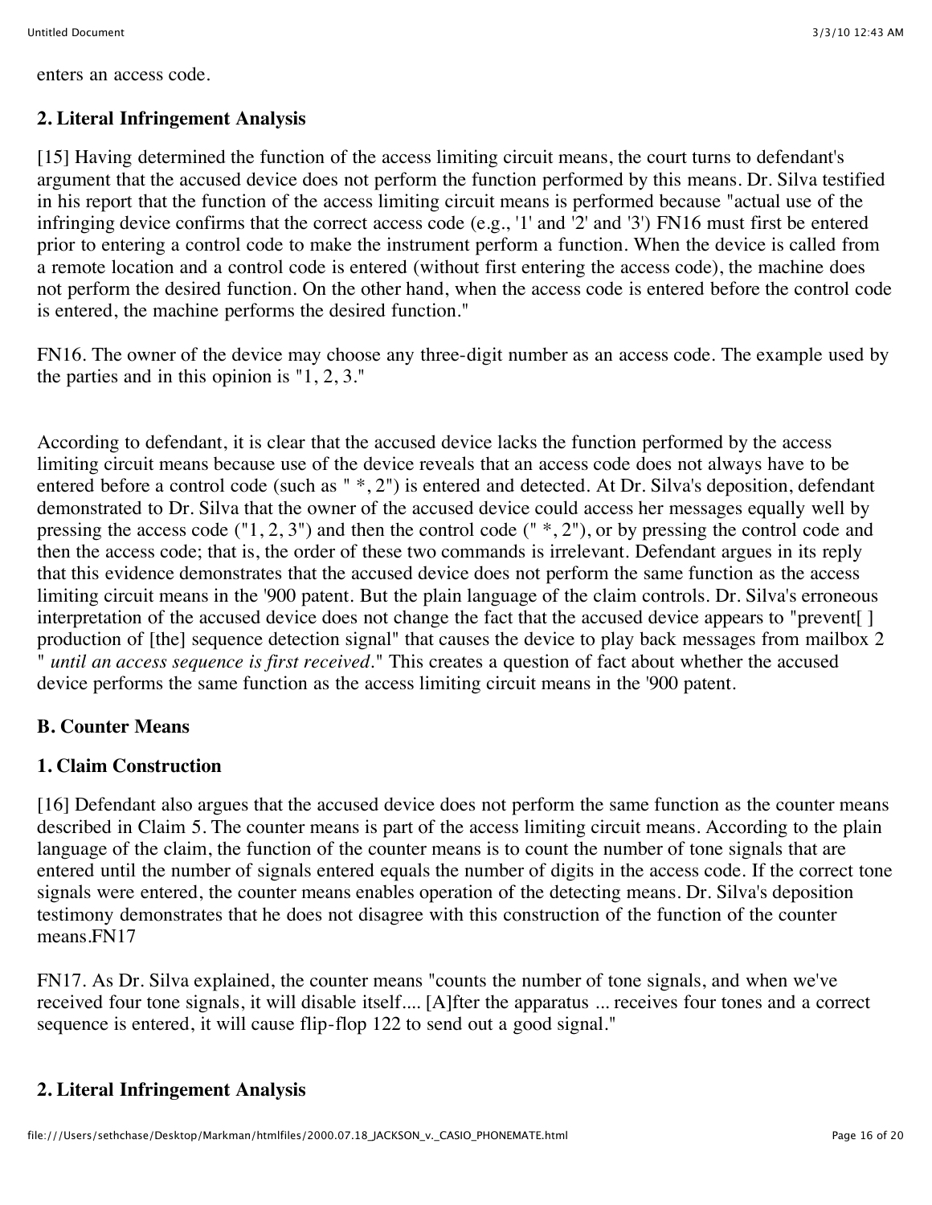enters an access code.

### 2. Literal Infringement Analysis

[15] Having determined the function of the access limiting circuit means, the court turns to defendant's argument that the accused device does not perform the function performed by this means. Dr. Silva testified in his report that the function of the access limiting circuit means is performed because "actual use of the infringing device confirms that the correct access code (e.g., '1' and '2' and '3') FN16 must first be entered prior to entering a control code to make the instrument perform a function. When the device is called from a remote location and a control code is entered (without first entering the access code), the machine does not perform the desired function. On the other hand, when the access code is entered before the control code is entered, the machine performs the desired function."

FN16. The owner of the device may choose any three-digit number as an access code. The example used by the parties and in this opinion is "1, 2, 3."

According to defendant, it is clear that the accused device lacks the function performed by the access limiting circuit means because use of the device reveals that an access code does not always have to be entered before a control code (such as " *, 2") is entered and detected. At Dr. Silva's deposition, defendant demonstrated to Dr. Silva that the owner of the accused device could access her messages equally well by pressing the access code ("1, 2, 3") and then the control code (" *, 2"), or by pressing the control code and then the access code; that is, the order of these two commands is irrelevant. Defendant argues in its reply that this evidence demonstrates that the accused device does not perform the same function as the access limiting circuit means in the '900 patent. But the plain language of the claim controls. Dr. Silva's erroneous interpretation of the accused device does not change the fact that the accused device appears to "prevent[ ] production of [the] sequence detection signal" that causes the device to play back messages from mailbox 2 " *until an access sequence is first received*." This creates a question of fact about whether the accused device performs the same function as the access limiting circuit means in the '900 patent.

## B. Counter Means

### 1. Claim Construction

[16] Defendant also argues that the accused device does not perform the same function as the counter means described in Claim 5. The counter means is part of the access limiting circuit means. According to the plain language of the claim, the function of the counter means is to count the number of tone signals that are entered until the number of signals entered equals the number of digits in the access code. If the correct tone signals were entered, the counter means enables operation of the detecting means. Dr. Silva's deposition testimony demonstrates that he does not disagree with this construction of the function of the counter means.FN17

FN17. As Dr. Silva explained, the counter means "counts the number of tone signals, and when we've received four tone signals, it will disable itself.... [A]fter the apparatus ... receives four tones and a correct sequence is entered, it will cause flip-flop 122 to send out a good signal."

### 2. Literal Infringement Analysis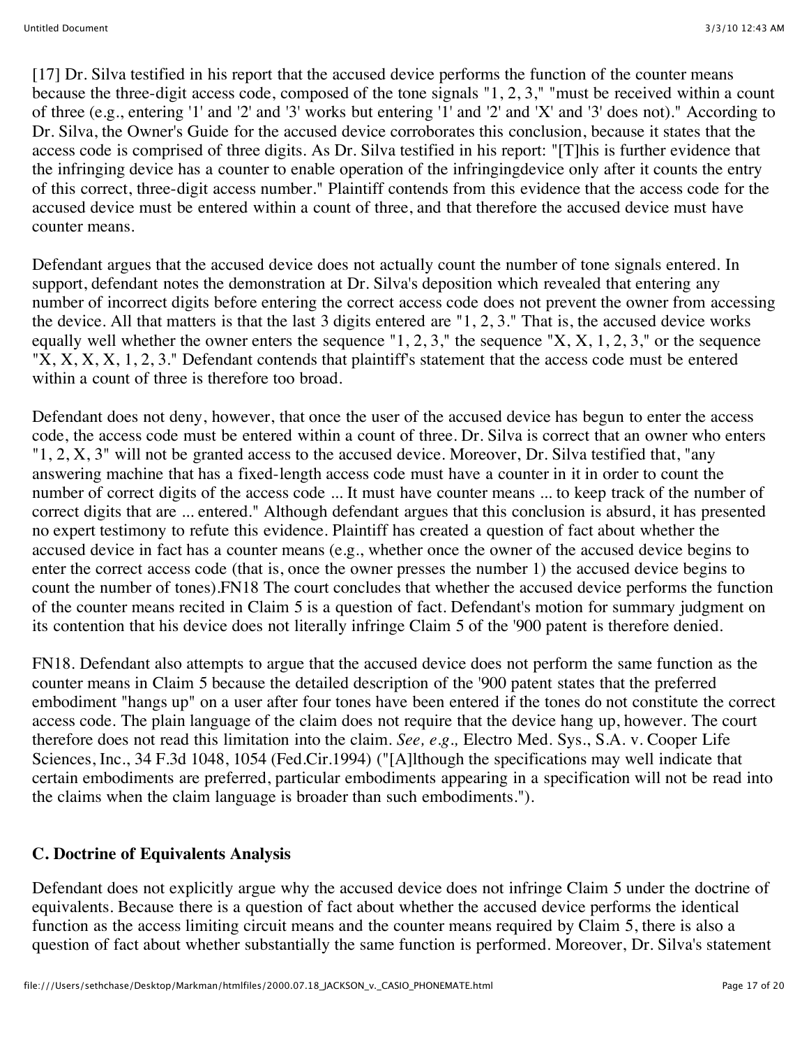[17] Dr. Silva testified in his report that the accused device performs the function of the counter means because the three-digit access code, composed of the tone signals "1, 2, 3," "must be received within a count of three (e.g., entering '1' and '2' and '3' works but entering '1' and '2' and 'X' and '3' does not)." According to Dr. Silva, the Owner's Guide for the accused device corroborates this conclusion, because it states that the access code is comprised of three digits. As Dr. Silva testified in his report: "[T]his is further evidence that the infringing device has a counter to enable operation of the infringingdevice only after it counts the entry of this correct, three-digit access number." Plaintiff contends from this evidence that the access code for the accused device must be entered within a count of three, and that therefore the accused device must have counter means.

Defendant argues that the accused device does not actually count the number of tone signals entered. In support, defendant notes the demonstration at Dr. Silva's deposition which revealed that entering any number of incorrect digits before entering the correct access code does not prevent the owner from accessing the device. All that matters is that the last 3 digits entered are "1, 2, 3." That is, the accused device works equally well whether the owner enters the sequence "1, 2, 3," the sequence "X, X, 1, 2, 3," or the sequence "X, X, X, X, 1, 2, 3." Defendant contends that plaintiff's statement that the access code must be entered within a count of three is therefore too broad.

Defendant does not deny, however, that once the user of the accused device has begun to enter the access code, the access code must be entered within a count of three. Dr. Silva is correct that an owner who enters "1, 2, X, 3" will not be granted access to the accused device. Moreover, Dr. Silva testified that, "any answering machine that has a fixed-length access code must have a counter in it in order to count the number of correct digits of the access code ... It must have counter means ... to keep track of the number of correct digits that are ... entered." Although defendant argues that this conclusion is absurd, it has presented no expert testimony to refute this evidence. Plaintiff has created a question of fact about whether the accused device in fact has a counter means (e.g., whether once the owner of the accused device begins to enter the correct access code (that is, once the owner presses the number 1) the accused device begins to count the number of tones).FN18 The court concludes that whether the accused device performs the function of the counter means recited in Claim 5 is a question of fact. Defendant's motion for summary judgment on its contention that his device does not literally infringe Claim 5 of the '900 patent is therefore denied.

FN18. Defendant also attempts to argue that the accused device does not perform the same function as the counter means in Claim 5 because the detailed description of the '900 patent states that the preferred embodiment "hangs up" on a user after four tones have been entered if the tones do not constitute the correct access code. The plain language of the claim does not require that the device hang up, however. The court therefore does not read this limitation into the claim. *See, e.g.,* Electro Med. Sys., S.A. v. Cooper Life Sciences, Inc., 34 F.3d 1048, 1054 (Fed.Cir.1994) ("[A]lthough the specifications may well indicate that certain embodiments are preferred, particular embodiments appearing in a specification will not be read into the claims when the claim language is broader than such embodiments.").

### C. Doctrine of Equivalents Analysis

Defendant does not explicitly argue why the accused device does not infringe Claim 5 under the doctrine of equivalents. Because there is a question of fact about whether the accused device performs the identical function as the access limiting circuit means and the counter means required by Claim 5, there is also a question of fact about whether substantially the same function is performed. Moreover, Dr. Silva's statement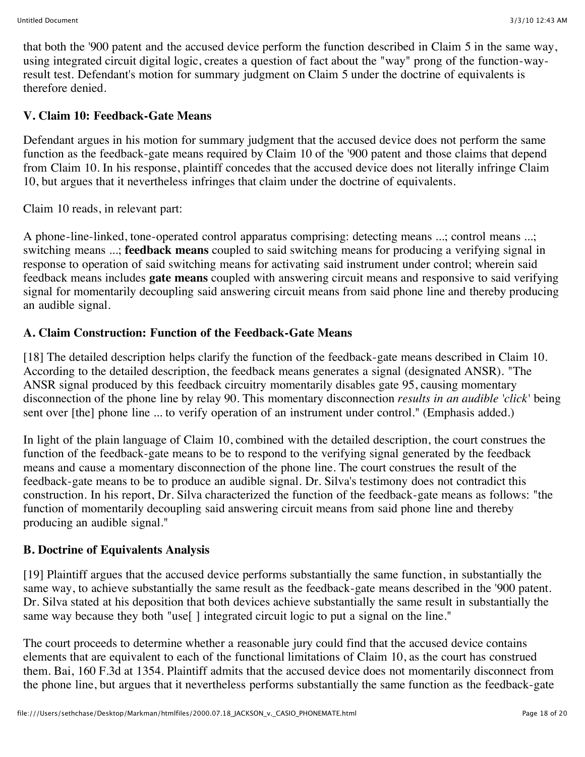that both the '900 patent and the accused device perform the function described in Claim 5 in the same way, using integrated circuit digital logic, creates a question of fact about the "way" prong of the function-way-result test. Defendant's motion for summary judgment on Claim 5 under the doctrine of equivalents is therefore denied.

### V. Claim 10: Feedback-Gate Means

Defendant argues in his motion for summary judgment that the accused device does not perform the same function as the feedback-gate means required by Claim 10 of the '900 patent and those claims that depend from Claim 10. In his response, plaintiff concedes that the accused device does not literally infringe Claim 10, but argues that it nevertheless infringes that claim under the doctrine of equivalents.

Claim 10 reads, in relevant part:

A phone-line-linked, tone-operated control apparatus comprising: detecting means ...; control means ...; switching means ...; **feedback means** coupled to said switching means for producing a verifying signal in response to operation of said switching means for activating said instrument under control; wherein said feedback means includes **gate means** coupled with answering circuit means and responsive to said verifying signal for momentarily decoupling said answering circuit means from said phone line and thereby producing an audible signal.

### A. Claim Construction: Function of the Feedback-Gate Means

[18] The detailed description helps clarify the function of the feedback-gate means described in Claim 10. According to the detailed description, the feedback means generates a signal (designated ANSR). "The ANSR signal produced by this feedback circuitry momentarily disables gate 95, causing momentary disconnection of the phone line by relay 90. This momentary disconnection *results in an audible 'click'* being sent over [the] phone line ... to verify operation of an instrument under control." (Emphasis added.)

In light of the plain language of Claim 10, combined with the detailed description, the court construes the function of the feedback-gate means to be to respond to the verifying signal generated by the feedback means and cause a momentary disconnection of the phone line. The court construes the result of the feedback-gate means to be to produce an audible signal. Dr. Silva's testimony does not contradict this construction. In his report, Dr. Silva characterized the function of the feedback-gate means as follows: "the function of momentarily decoupling said answering circuit means from said phone line and thereby producing an audible signal."

### B. Doctrine of Equivalents Analysis

[19] Plaintiff argues that the accused device performs substantially the same function, in substantially the same way, to achieve substantially the same result as the feedback-gate means described in the '900 patent. Dr. Silva stated at his deposition that both devices achieve substantially the same result in substantially the same way because they both "use[ ] integrated circuit logic to put a signal on the line."

The court proceeds to determine whether a reasonable jury could find that the accused device contains elements that are equivalent to each of the functional limitations of Claim 10, as the court has construed them. Bai, 160 F.3d at 1354. Plaintiff admits that the accused device does not momentarily disconnect from the phone line, but argues that it nevertheless performs substantially the same function as the feedback-gate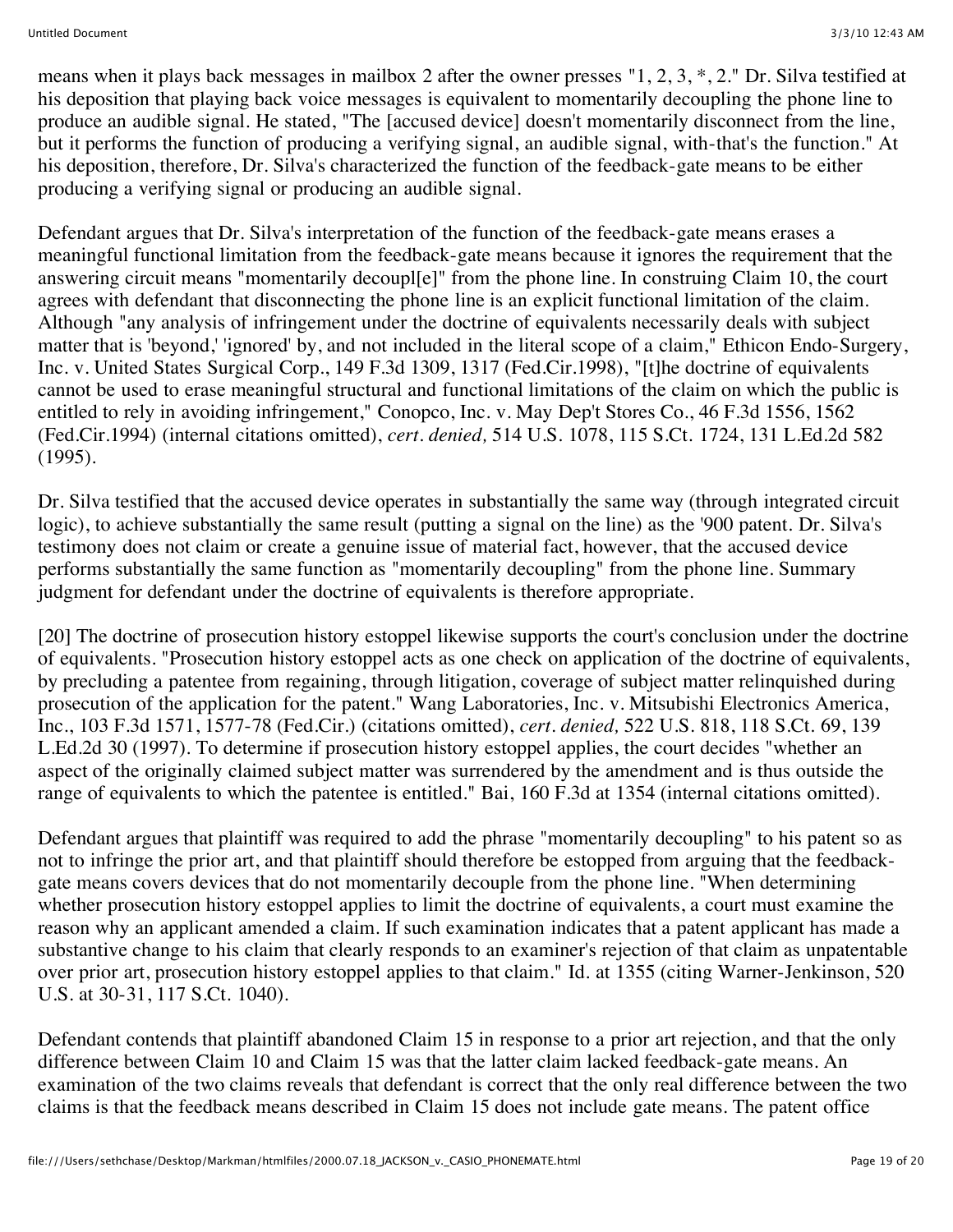means when it plays back messages in mailbox 2 after the owner presses "1, 2, 3, *, 2." Dr. Silva testified at his deposition that playing back voice messages is equivalent to momentarily decoupling the phone line to produce an audible signal. He stated, "The [accused device] doesn't momentarily disconnect from the line, but it performs the function of producing a verifying signal, an audible signal, with-that's the function." At his deposition, therefore, Dr. Silva's characterized the function of the feedback-gate means to be either producing a verifying signal or producing an audible signal.

Defendant argues that Dr. Silva's interpretation of the function of the feedback-gate means erases a meaningful functional limitation from the feedback-gate means because it ignores the requirement that the answering circuit means "momentarily decoupl[e]" from the phone line. In construing Claim 10, the court agrees with defendant that disconnecting the phone line is an explicit functional limitation of the claim. Although "any analysis of infringement under the doctrine of equivalents necessarily deals with subject matter that is 'beyond,' 'ignored' by, and not included in the literal scope of a claim," Ethicon Endo-Surgery, Inc. v. United States Surgical Corp., 149 F.3d 1309, 1317 (Fed.Cir.1998), "[t]he doctrine of equivalents cannot be used to erase meaningful structural and functional limitations of the claim on which the public is entitled to rely in avoiding infringement," Conopco, Inc. v. May Dep't Stores Co., 46 F.3d 1556, 1562 (Fed.Cir.1994) (internal citations omitted), *cert. denied,* 514 U.S. 1078, 115 S.Ct. 1724, 131 L.Ed.2d 582 (1995).

Dr. Silva testified that the accused device operates in substantially the same way (through integrated circuit logic), to achieve substantially the same result (putting a signal on the line) as the '900 patent. Dr. Silva's testimony does not claim or create a genuine issue of material fact, however, that the accused device performs substantially the same function as "momentarily decoupling" from the phone line. Summary judgment for defendant under the doctrine of equivalents is therefore appropriate.

[20] The doctrine of prosecution history estoppel likewise supports the court's conclusion under the doctrine of equivalents. "Prosecution history estoppel acts as one check on application of the doctrine of equivalents, by precluding a patentee from regaining, through litigation, coverage of subject matter relinquished during prosecution of the application for the patent." Wang Laboratories, Inc. v. Mitsubishi Electronics America, Inc., 103 F.3d 1571, 1577-78 (Fed.Cir.) (citations omitted), *cert. denied,* 522 U.S. 818, 118 S.Ct. 69, 139 L.Ed.2d 30 (1997). To determine if prosecution history estoppel applies, the court decides "whether an aspect of the originally claimed subject matter was surrendered by the amendment and is thus outside the range of equivalents to which the patentee is entitled." Bai, 160 F.3d at 1354 (internal citations omitted).

Defendant argues that plaintiff was required to add the phrase "momentarily decoupling" to his patent so as not to infringe the prior art, and that plaintiff should therefore be estopped from arguing that the feedback-gate means covers devices that do not momentarily decouple from the phone line. "When determining whether prosecution history estoppel applies to limit the doctrine of equivalents, a court must examine the reason why an applicant amended a claim. If such examination indicates that a patent applicant has made a substantive change to his claim that clearly responds to an examiner's rejection of that claim as unpatentable over prior art, prosecution history estoppel applies to that claim." Id. at 1355 (citing Warner-Jenkinson, 520 U.S. at 30-31, 117 S.Ct. 1040).

Defendant contends that plaintiff abandoned Claim 15 in response to a prior art rejection, and that the only difference between Claim 10 and Claim 15 was that the latter claim lacked feedback-gate means. An examination of the two claims reveals that defendant is correct that the only real difference between the two claims is that the feedback means described in Claim 15 does not include gate means. The patent office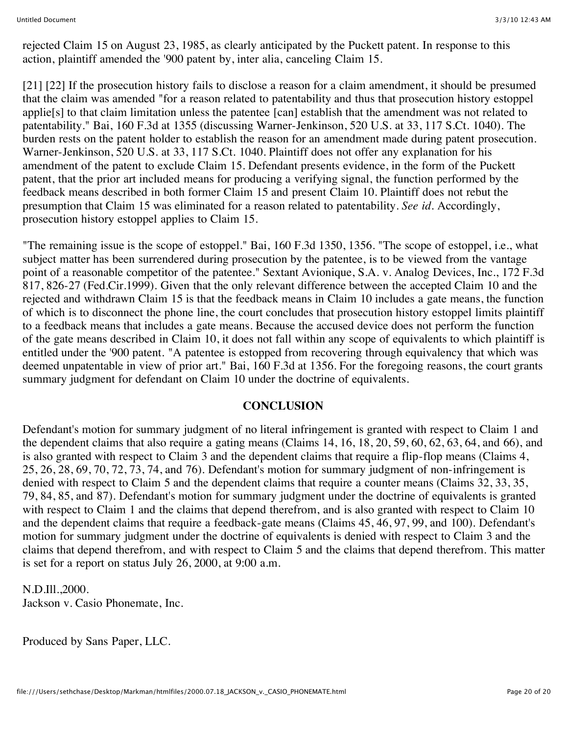rejected Claim 15 on August 23, 1985, as clearly anticipated by the Puckett patent. In response to this action, plaintiff amended the '900 patent by, inter alia, canceling Claim 15.

[21] [22] If the prosecution history fails to disclose a reason for a claim amendment, it should be presumed that the claim was amended "for a reason related to patentability and thus that prosecution history estoppel applie[s] to that claim limitation unless the patentee [can] establish that the amendment was not related to patentability." Bai, 160 F.3d at 1355 (discussing Warner-Jenkinson, 520 U.S. at 33, 117 S.Ct. 1040). The burden rests on the patent holder to establish the reason for an amendment made during patent prosecution. Warner-Jenkinson, 520 U.S. at 33, 117 S.Ct. 1040. Plaintiff does not offer any explanation for his amendment of the patent to exclude Claim 15. Defendant presents evidence, in the form of the Puckett patent, that the prior art included means for producing a verifying signal, the function performed by the feedback means described in both former Claim 15 and present Claim 10. Plaintiff does not rebut the presumption that Claim 15 was eliminated for a reason related to patentability. *See id*. Accordingly, prosecution history estoppel applies to Claim 15.

"The remaining issue is the scope of estoppel." Bai, 160 F.3d 1350, 1356. "The scope of estoppel, i.e., what subject matter has been surrendered during prosecution by the patentee, is to be viewed from the vantage point of a reasonable competitor of the patentee." Sextant Avionique, S.A. v. Analog Devices, Inc., 172 F.3d 817, 826-27 (Fed.Cir.1999). Given that the only relevant difference between the accepted Claim 10 and the rejected and withdrawn Claim 15 is that the feedback means in Claim 10 includes a gate means, the function of which is to disconnect the phone line, the court concludes that prosecution history estoppel limits plaintiff to a feedback means that includes a gate means. Because the accused device does not perform the function of the gate means described in Claim 10, it does not fall within any scope of equivalents to which plaintiff is entitled under the '900 patent. "A patentee is estopped from recovering through equivalency that which was deemed unpatentable in view of prior art." Bai, 160 F.3d at 1356. For the foregoing reasons, the court grants summary judgment for defendant on Claim 10 under the doctrine of equivalents.

## CONCLUSION

Defendant's motion for summary judgment of no literal infringement is granted with respect to Claim 1 and the dependent claims that also require a gating means (Claims 14, 16, 18, 20, 59, 60, 62, 63, 64, and 66), and is also granted with respect to Claim 3 and the dependent claims that require a flip-flop means (Claims 4, 25, 26, 28, 69, 70, 72, 73, 74, and 76). Defendant's motion for summary judgment of non-infringement is denied with respect to Claim 5 and the dependent claims that require a counter means (Claims 32, 33, 35, 79, 84, 85, and 87). Defendant's motion for summary judgment under the doctrine of equivalents is granted with respect to Claim 1 and the claims that depend therefrom, and is also granted with respect to Claim 10 and the dependent claims that require a feedback-gate means (Claims 45, 46, 97, 99, and 100). Defendant's motion for summary judgment under the doctrine of equivalents is denied with respect to Claim 3 and the claims that depend therefrom, and with respect to Claim 5 and the claims that depend therefrom. This matter is set for a report on status July 26, 2000, at 9:00 a.m.

N.D.Ill.,2000.
Jackson v. Casio Phonemate, Inc.

Produced by Sans Paper, LLC.